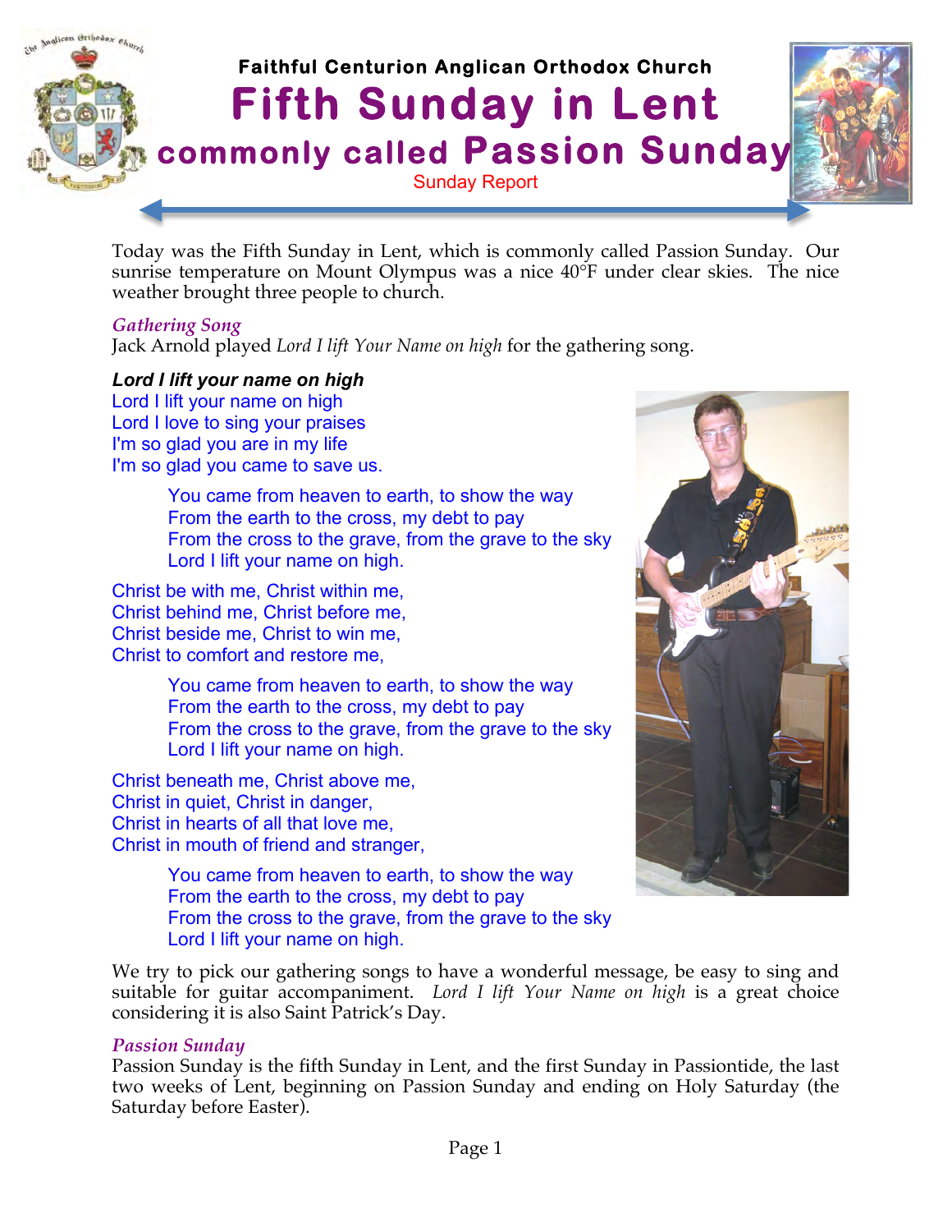Faithful Centurion Anglican Orthodox Church

# Fifth Sunday in Lent

## commonly called Passion Sunday

Sunday Report

Today was the Fifth Sunday in Lent, which is commonly called Passion Sunday. Our sunrise temperature on Mount Olympus was a nice 40°F under clear skies. The nice weather brought three people to church.

### *Gathering Song*

Jack Arnold played *Lord I lift Your Name on high* for the gathering song.

***Lord I lift your name on high***

Lord I lift your name on high
Lord I love to sing your praises
I'm so glad you are in my life
I'm so glad you came to save us.

> You came from heaven to earth, to show the way
> From the earth to the cross, my debt to pay
> From the cross to the grave, from the grave to the sky
> Lord I lift your name on high.

Christ be with me, Christ within me,
Christ behind me, Christ before me,
Christ beside me, Christ to win me,
Christ to comfort and restore me,

> You came from heaven to earth, to show the way
> From the earth to the cross, my debt to pay
> From the cross to the grave, from the grave to the sky
> Lord I lift your name on high.

Christ beneath me, Christ above me,
Christ in quiet, Christ in danger,
Christ in hearts of all that love me,
Christ in mouth of friend and stranger,

> You came from heaven to earth, to show the way
> From the earth to the cross, my debt to pay
> From the cross to the grave, from the grave to the sky
> Lord I lift your name on high.

We try to pick our gathering songs to have a wonderful message, be easy to sing and suitable for guitar accompaniment. *Lord I lift Your Name on high* is a great choice considering it is also Saint Patrick's Day.

### *Passion Sunday*

Passion Sunday is the fifth Sunday in Lent, and the first Sunday in Passiontide, the last two weeks of Lent, beginning on Passion Sunday and ending on Holy Saturday (the Saturday before Easter).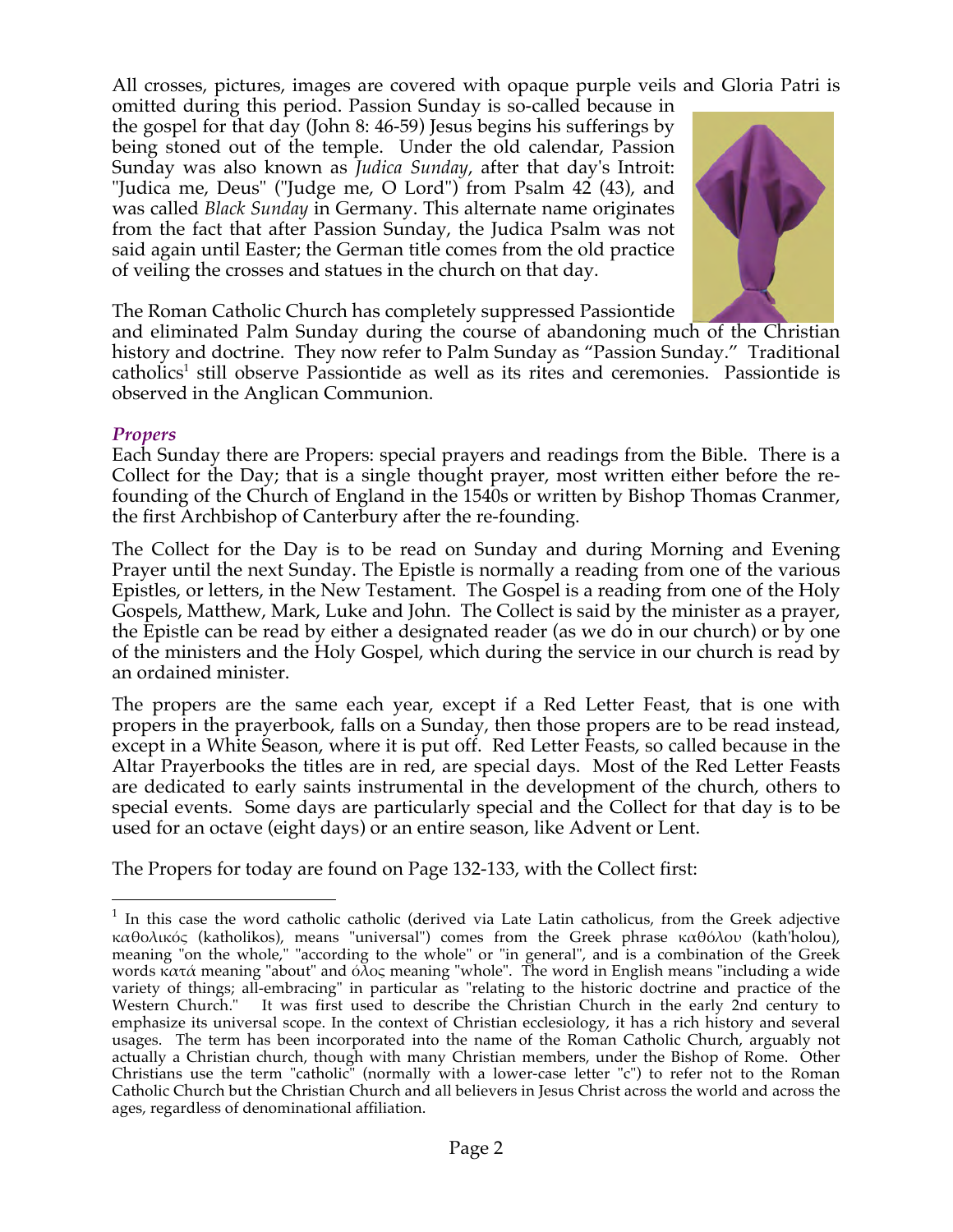All crosses, pictures, images are covered with opaque purple veils and Gloria Patri is omitted during this period. Passion Sunday is so-called because in the gospel for that day (John 8: 46-59) Jesus begins his sufferings by being stoned out of the temple. Under the old calendar, Passion Sunday was also known as *Judica Sunday*, after that day's Introit: "Judica me, Deus" ("Judge me, O Lord") from Psalm 42 (43), and was called *Black Sunday* in Germany. This alternate name originates from the fact that after Passion Sunday, the Judica Psalm was not said again until Easter; the German title comes from the old practice of veiling the crosses and statues in the church on that day.

The Roman Catholic Church has completely suppressed Passiontide and eliminated Palm Sunday during the course of abandoning much of the Christian history and doctrine. They now refer to Palm Sunday as "Passion Sunday." Traditional catholics[1] still observe Passiontide as well as its rites and ceremonies. Passiontide is observed in the Anglican Communion.

### *Propers*

Each Sunday there are Propers: special prayers and readings from the Bible. There is a Collect for the Day; that is a single thought prayer, most written either before the re-founding of the Church of England in the 1540s or written by Bishop Thomas Cranmer, the first Archbishop of Canterbury after the re-founding.

The Collect for the Day is to be read on Sunday and during Morning and Evening Prayer until the next Sunday. The Epistle is normally a reading from one of the various Epistles, or letters, in the New Testament. The Gospel is a reading from one of the Holy Gospels, Matthew, Mark, Luke and John. The Collect is said by the minister as a prayer, the Epistle can be read by either a designated reader (as we do in our church) or by one of the ministers and the Holy Gospel, which during the service in our church is read by an ordained minister.

The propers are the same each year, except if a Red Letter Feast, that is one with propers in the prayerbook, falls on a Sunday, then those propers are to be read instead, except in a White Season, where it is put off. Red Letter Feasts, so called because in the Altar Prayerbooks the titles are in red, are special days. Most of the Red Letter Feasts are dedicated to early saints instrumental in the development of the church, others to special events. Some days are particularly special and the Collect for that day is to be used for an octave (eight days) or an entire season, like Advent or Lent.

The Propers for today are found on Page 132-133, with the Collect first:

---

[1] In this case the word catholic catholic (derived via Late Latin catholicus, from the Greek adjective καθολικός (katholikos), means "universal") comes from the Greek phrase καθόλου (kath'holou), meaning "on the whole," "according to the whole" or "in general", and is a combination of the Greek words κατά meaning "about" and όλος meaning "whole". The word in English means "including a wide variety of things; all-embracing" in particular as "relating to the historic doctrine and practice of the Western Church." It was first used to describe the Christian Church in the early 2nd century to emphasize its universal scope. In the context of Christian ecclesiology, it has a rich history and several usages. The term has been incorporated into the name of the Roman Catholic Church, arguably not actually a Christian church, though with many Christian members, under the Bishop of Rome. Other Christians use the term "catholic" (normally with a lower-case letter "c") to refer not to the Roman Catholic Church but the Christian Church and all believers in Jesus Christ across the world and across the ages, regardless of denominational affiliation.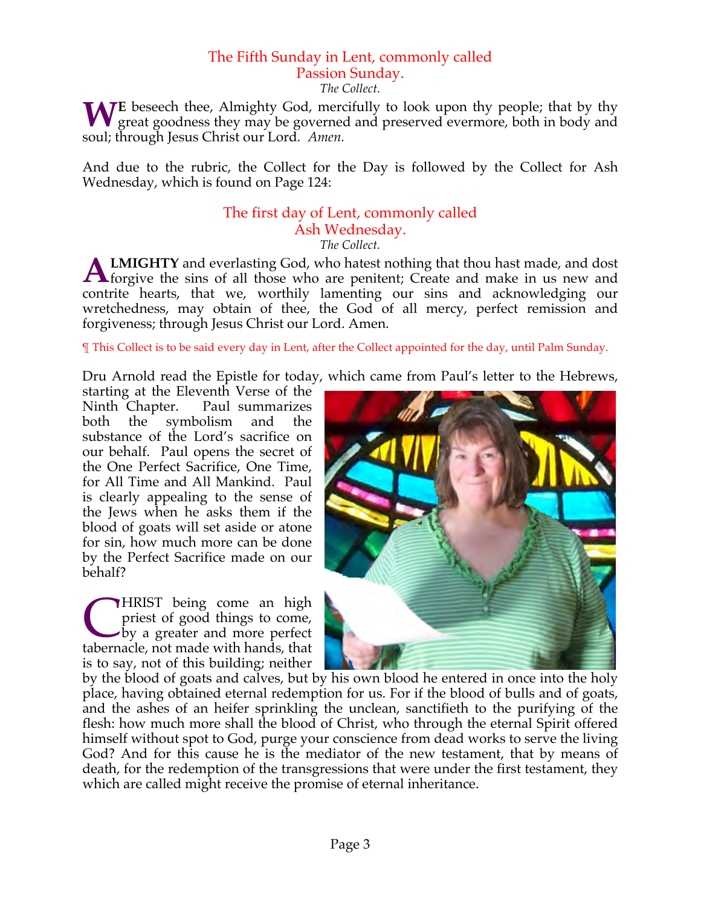## The Fifth Sunday in Lent, commonly called Passion Sunday.

*The Collect.*

**WE** beseech thee, Almighty God, mercifully to look upon thy people; that by thy great goodness they may be governed and preserved evermore, both in body and soul; through Jesus Christ our Lord. *Amen.*

And due to the rubric, the Collect for the Day is followed by the Collect for Ash Wednesday, which is found on Page 124:

## The first day of Lent, commonly called Ash Wednesday.

*The Collect.*

**ALMIGHTY** and everlasting God, who hatest nothing that thou hast made, and dost forgive the sins of all those who are penitent; Create and make in us new and contrite hearts, that we, worthily lamenting our sins and acknowledging our wretchedness, may obtain of thee, the God of all mercy, perfect remission and forgiveness; through Jesus Christ our Lord. Amen.

¶ This Collect is to be said every day in Lent, after the Collect appointed for the day, until Palm Sunday.

Dru Arnold read the Epistle for today, which came from Paul's letter to the Hebrews, starting at the Eleventh Verse of the Ninth Chapter. Paul summarizes both the symbolism and the substance of the Lord's sacrifice on our behalf. Paul opens the secret of the One Perfect Sacrifice, One Time, for All Time and All Mankind. Paul is clearly appealing to the sense of the Jews when he asks them if the blood of goats will set aside or atone for sin, how much more can be done by the Perfect Sacrifice made on our behalf?

**CHRIST** being come an high priest of good things to come, by a greater and more perfect tabernacle, not made with hands, that is to say, not of this building; neither by the blood of goats and calves, but by his own blood he entered in once into the holy place, having obtained eternal redemption for us. For if the blood of bulls and of goats, and the ashes of an heifer sprinkling the unclean, sanctifieth to the purifying of the flesh: how much more shall the blood of Christ, who through the eternal Spirit offered himself without spot to God, purge your conscience from dead works to serve the living God? And for this cause he is the mediator of the new testament, that by means of death, for the redemption of the transgressions that were under the first testament, they which are called might receive the promise of eternal inheritance.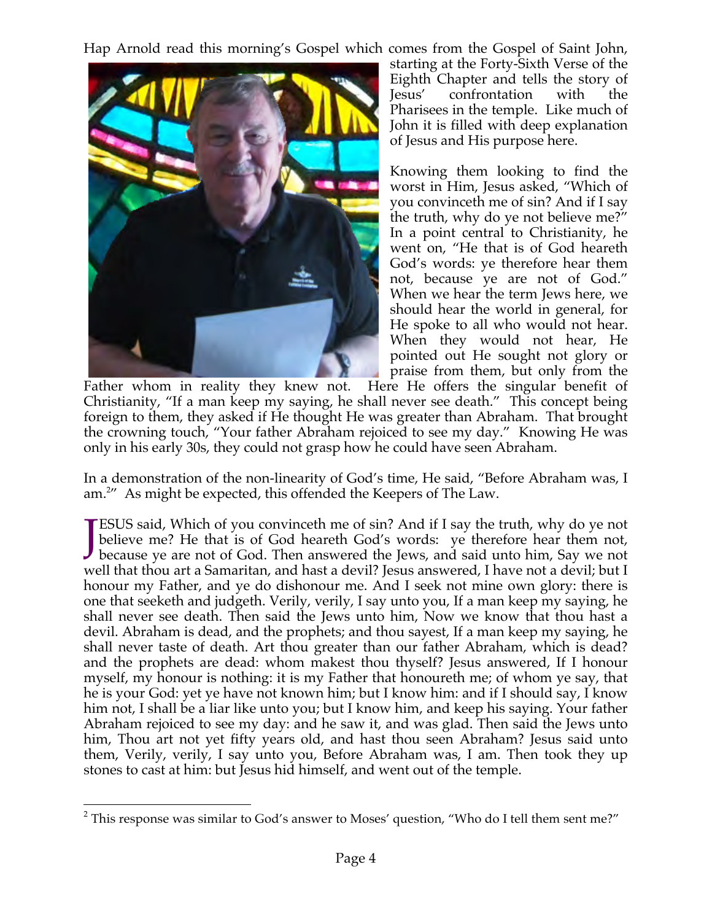Hap Arnold read this morning's Gospel which comes from the Gospel of Saint John, starting at the Forty-Sixth Verse of the Eighth Chapter and tells the story of Jesus' confrontation with the Pharisees in the temple. Like much of John it is filled with deep explanation of Jesus and His purpose here.

Knowing them looking to find the worst in Him, Jesus asked, "Which of you convinceth me of sin? And if I say the truth, why do ye not believe me?" In a point central to Christianity, he went on, "He that is of God heareth God's words: ye therefore hear them not, because ye are not of God." When we hear the term Jews here, we should hear the world in general, for He spoke to all who would not hear. When they would not hear, He pointed out He sought not glory or praise from them, but only from the Father whom in reality they knew not. Here He offers the singular benefit of Christianity, "If a man keep my saying, he shall never see death." This concept being foreign to them, they asked if He thought He was greater than Abraham. That brought the crowning touch, "Your father Abraham rejoiced to see my day." Knowing He was only in his early 30s, they could not grasp how he could have seen Abraham.

In a demonstration of the non-linearity of God's time, He said, "Before Abraham was, I am.[2]" As might be expected, this offended the Keepers of The Law.

JESUS said, Which of you convinceth me of sin? And if I say the truth, why do ye not believe me? He that is of God heareth God's words: ye therefore hear them not, because ye are not of God. Then answered the Jews, and said unto him, Say we not well that thou art a Samaritan, and hast a devil? Jesus answered, I have not a devil; but I honour my Father, and ye do dishonour me. And I seek not mine own glory: there is one that seeketh and judgeth. Verily, verily, I say unto you, If a man keep my saying, he shall never see death. Then said the Jews unto him, Now we know that thou hast a devil. Abraham is dead, and the prophets; and thou sayest, If a man keep my saying, he shall never taste of death. Art thou greater than our father Abraham, which is dead? and the prophets are dead: whom makest thou thyself? Jesus answered, If I honour myself, my honour is nothing: it is my Father that honoureth me; of whom ye say, that he is your God: yet ye have not known him; but I know him: and if I should say, I know him not, I shall be a liar like unto you; but I know him, and keep his saying. Your father Abraham rejoiced to see my day: and he saw it, and was glad. Then said the Jews unto him, Thou art not yet fifty years old, and hast thou seen Abraham? Jesus said unto them, Verily, verily, I say unto you, Before Abraham was, I am. Then took they up stones to cast at him: but Jesus hid himself, and went out of the temple.

---

[2] This response was similar to God's answer to Moses' question, "Who do I tell them sent me?"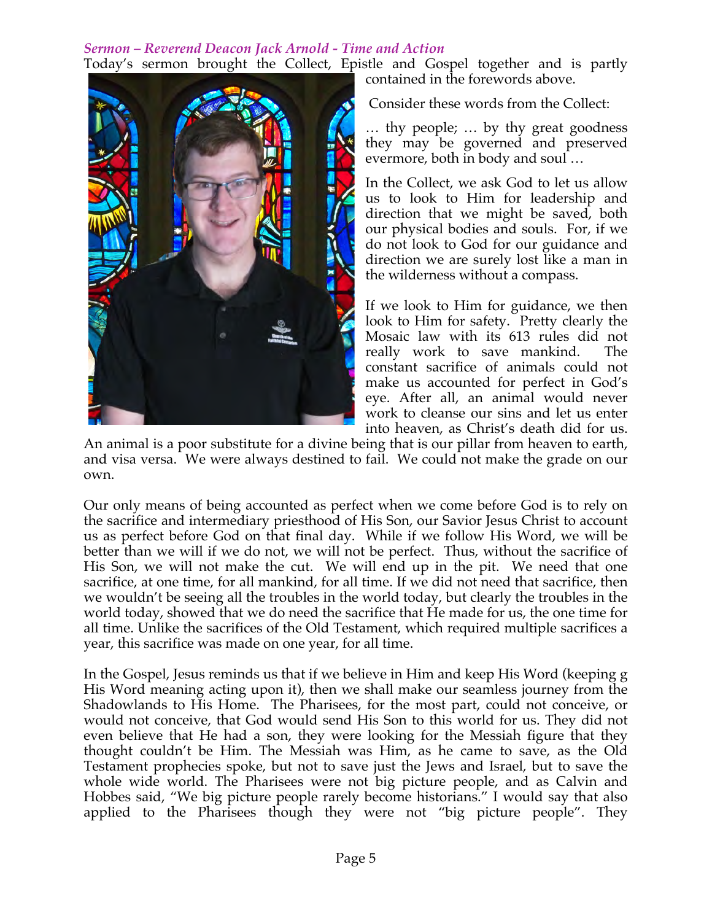*Sermon – Reverend Deacon Jack Arnold - Time and Action*

Today's sermon brought the Collect, Epistle and Gospel together and is partly contained in the forewords above.

Consider these words from the Collect:

… thy people; … by thy great goodness they may be governed and preserved evermore, both in body and soul …

In the Collect, we ask God to let us allow us to look to Him for leadership and direction that we might be saved, both our physical bodies and souls. For, if we do not look to God for our guidance and direction we are surely lost like a man in the wilderness without a compass.

If we look to Him for guidance, we then look to Him for safety. Pretty clearly the Mosaic law with its 613 rules did not really work to save mankind. The constant sacrifice of animals could not make us accounted for perfect in God's eye. After all, an animal would never work to cleanse our sins and let us enter into heaven, as Christ's death did for us. An animal is a poor substitute for a divine being that is our pillar from heaven to earth, and visa versa. We were always destined to fail. We could not make the grade on our own.

Our only means of being accounted as perfect when we come before God is to rely on the sacrifice and intermediary priesthood of His Son, our Savior Jesus Christ to account us as perfect before God on that final day. While if we follow His Word, we will be better than we will if we do not, we will not be perfect. Thus, without the sacrifice of His Son, we will not make the cut. We will end up in the pit. We need that one sacrifice, at one time, for all mankind, for all time. If we did not need that sacrifice, then we wouldn't be seeing all the troubles in the world today, but clearly the troubles in the world today, showed that we do need the sacrifice that He made for us, the one time for all time. Unlike the sacrifices of the Old Testament, which required multiple sacrifices a year, this sacrifice was made on one year, for all time.

In the Gospel, Jesus reminds us that if we believe in Him and keep His Word (keeping g His Word meaning acting upon it), then we shall make our seamless journey from the Shadowlands to His Home. The Pharisees, for the most part, could not conceive, or would not conceive, that God would send His Son to this world for us. They did not even believe that He had a son, they were looking for the Messiah figure that they thought couldn't be Him. The Messiah was Him, as he came to save, as the Old Testament prophecies spoke, but not to save just the Jews and Israel, but to save the whole wide world. The Pharisees were not big picture people, and as Calvin and Hobbes said, "We big picture people rarely become historians." I would say that also applied to the Pharisees though they were not "big picture people". They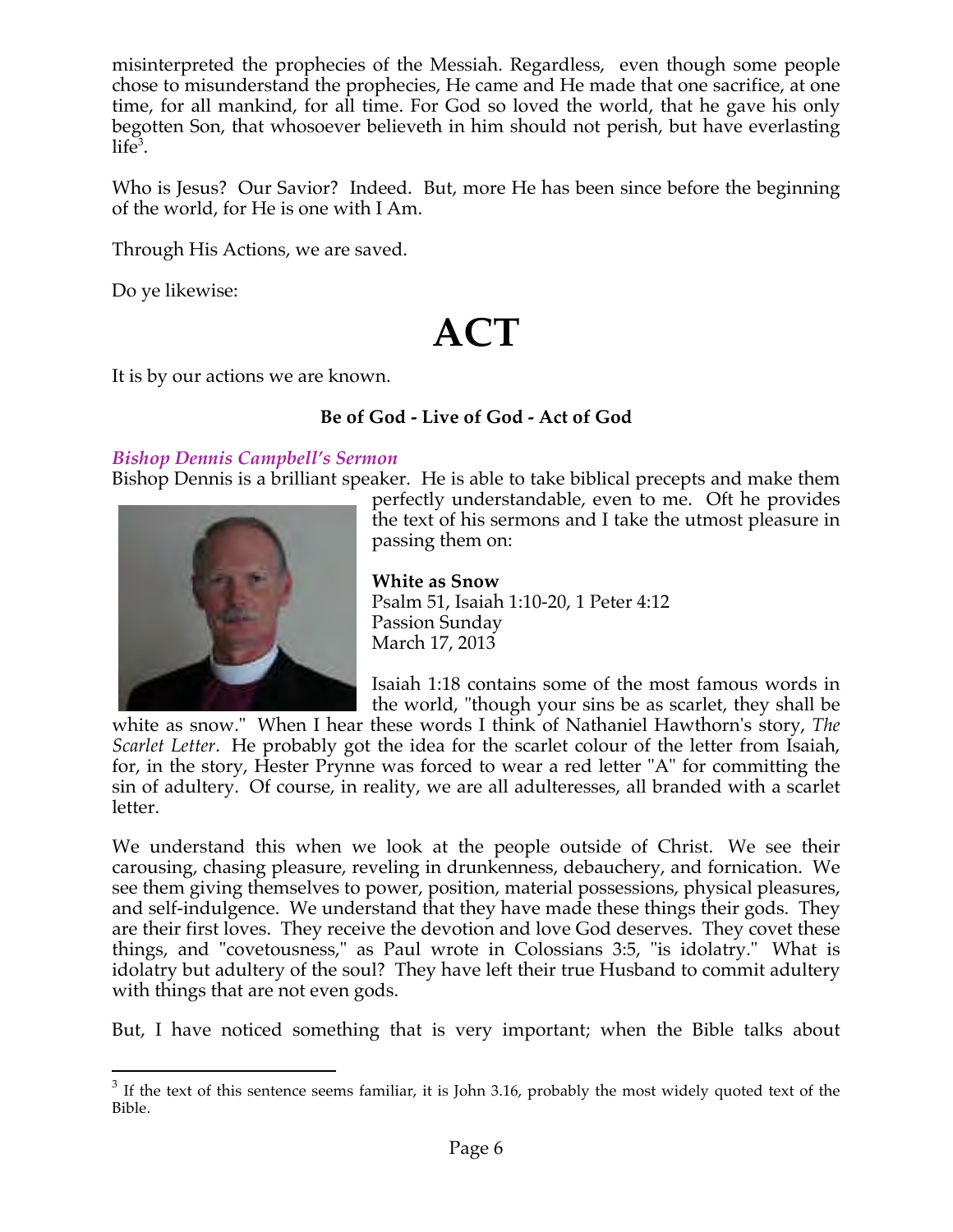misinterpreted the prophecies of the Messiah. Regardless, even though some people chose to misunderstand the prophecies, He came and He made that one sacrifice, at one time, for all mankind, for all time. For God so loved the world, that he gave his only begotten Son, that whosoever believeth in him should not perish, but have everlasting life[3].

Who is Jesus? Our Savior? Indeed. But, more He has been since before the beginning of the world, for He is one with I Am.

Through His Actions, we are saved.

Do ye likewise:

# ACT

It is by our actions we are known.

**Be of God - Live of God - Act of God**

***Bishop Dennis Campbell's Sermon***

Bishop Dennis is a brilliant speaker. He is able to take biblical precepts and make them perfectly understandable, even to me. Oft he provides the text of his sermons and I take the utmost pleasure in passing them on:

**White as Snow**
Psalm 51, Isaiah 1:10-20, 1 Peter 4:12
Passion Sunday
March 17, 2013

Isaiah 1:18 contains some of the most famous words in the world, "though your sins be as scarlet, they shall be white as snow." When I hear these words I think of Nathaniel Hawthorn's story, *The Scarlet Letter*. He probably got the idea for the scarlet colour of the letter from Isaiah, for, in the story, Hester Prynne was forced to wear a red letter "A" for committing the sin of adultery. Of course, in reality, we are all adulteresses, all branded with a scarlet letter.

We understand this when we look at the people outside of Christ. We see their carousing, chasing pleasure, reveling in drunkenness, debauchery, and fornication. We see them giving themselves to power, position, material possessions, physical pleasures, and self-indulgence. We understand that they have made these things their gods. They are their first loves. They receive the devotion and love God deserves. They covet these things, and "covetousness," as Paul wrote in Colossians 3:5, "is idolatry." What is idolatry but adultery of the soul? They have left their true Husband to commit adultery with things that are not even gods.

But, I have noticed something that is very important; when the Bible talks about

---

[3] If the text of this sentence seems familiar, it is John 3.16, probably the most widely quoted text of the Bible.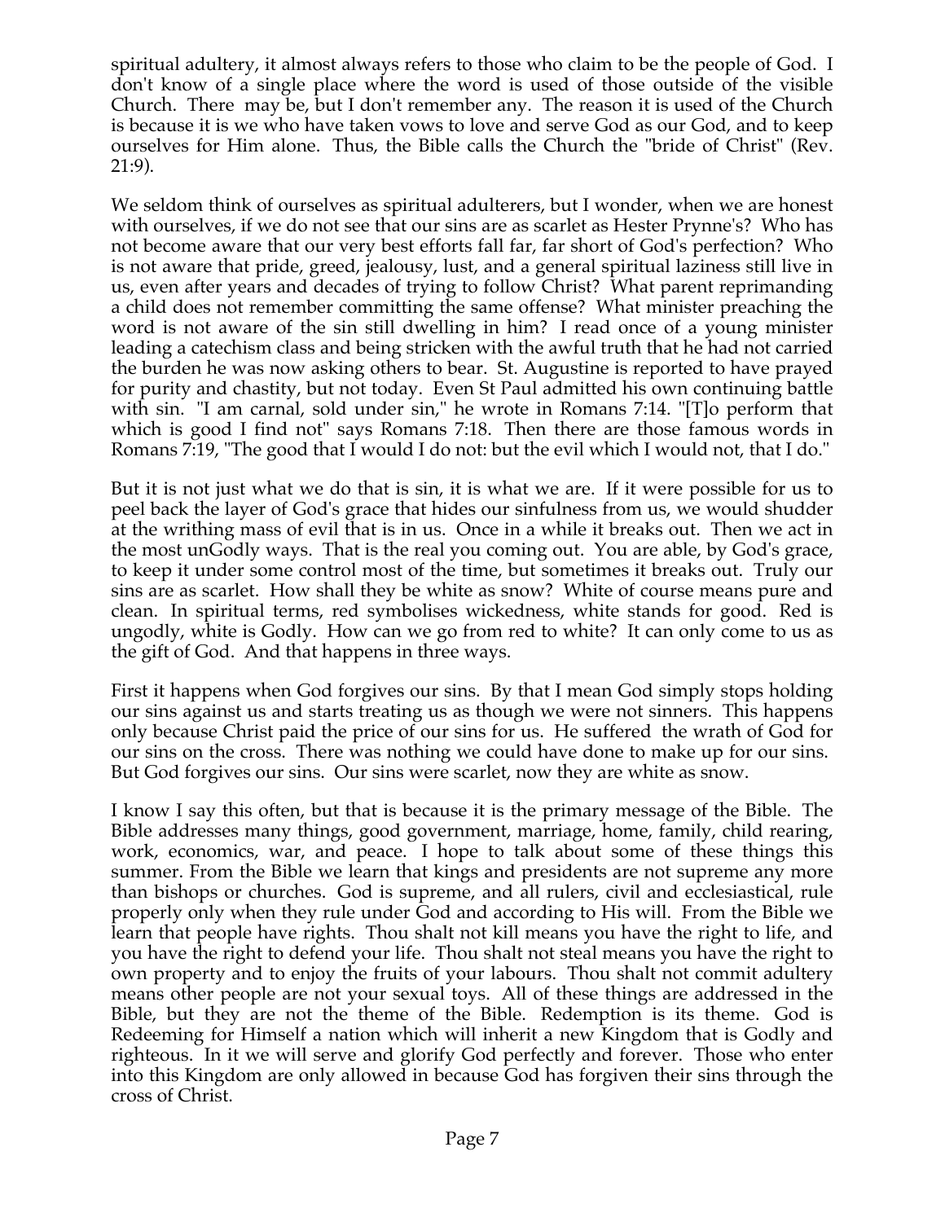spiritual adultery, it almost always refers to those who claim to be the people of God. I don't know of a single place where the word is used of those outside of the visible Church. There may be, but I don't remember any. The reason it is used of the Church is because it is we who have taken vows to love and serve God as our God, and to keep ourselves for Him alone. Thus, the Bible calls the Church the "bride of Christ" (Rev. 21:9).

We seldom think of ourselves as spiritual adulterers, but I wonder, when we are honest with ourselves, if we do not see that our sins are as scarlet as Hester Prynne's? Who has not become aware that our very best efforts fall far, far short of God's perfection? Who is not aware that pride, greed, jealousy, lust, and a general spiritual laziness still live in us, even after years and decades of trying to follow Christ? What parent reprimanding a child does not remember committing the same offense? What minister preaching the word is not aware of the sin still dwelling in him? I read once of a young minister leading a catechism class and being stricken with the awful truth that he had not carried the burden he was now asking others to bear. St. Augustine is reported to have prayed for purity and chastity, but not today. Even St Paul admitted his own continuing battle with sin. "I am carnal, sold under sin," he wrote in Romans 7:14. "[T]o perform that which is good I find not" says Romans 7:18. Then there are those famous words in Romans 7:19, "The good that I would I do not: but the evil which I would not, that I do."

But it is not just what we do that is sin, it is what we are. If it were possible for us to peel back the layer of God's grace that hides our sinfulness from us, we would shudder at the writhing mass of evil that is in us. Once in a while it breaks out. Then we act in the most unGodly ways. That is the real you coming out. You are able, by God's grace, to keep it under some control most of the time, but sometimes it breaks out. Truly our sins are as scarlet. How shall they be white as snow? White of course means pure and clean. In spiritual terms, red symbolises wickedness, white stands for good. Red is ungodly, white is Godly. How can we go from red to white? It can only come to us as the gift of God. And that happens in three ways.

First it happens when God forgives our sins. By that I mean God simply stops holding our sins against us and starts treating us as though we were not sinners. This happens only because Christ paid the price of our sins for us. He suffered the wrath of God for our sins on the cross. There was nothing we could have done to make up for our sins. But God forgives our sins. Our sins were scarlet, now they are white as snow.

I know I say this often, but that is because it is the primary message of the Bible. The Bible addresses many things, good government, marriage, home, family, child rearing, work, economics, war, and peace. I hope to talk about some of these things this summer. From the Bible we learn that kings and presidents are not supreme any more than bishops or churches. God is supreme, and all rulers, civil and ecclesiastical, rule properly only when they rule under God and according to His will. From the Bible we learn that people have rights. Thou shalt not kill means you have the right to life, and you have the right to defend your life. Thou shalt not steal means you have the right to own property and to enjoy the fruits of your labours. Thou shalt not commit adultery means other people are not your sexual toys. All of these things are addressed in the Bible, but they are not the theme of the Bible. Redemption is its theme. God is Redeeming for Himself a nation which will inherit a new Kingdom that is Godly and righteous. In it we will serve and glorify God perfectly and forever. Those who enter into this Kingdom are only allowed in because God has forgiven their sins through the cross of Christ.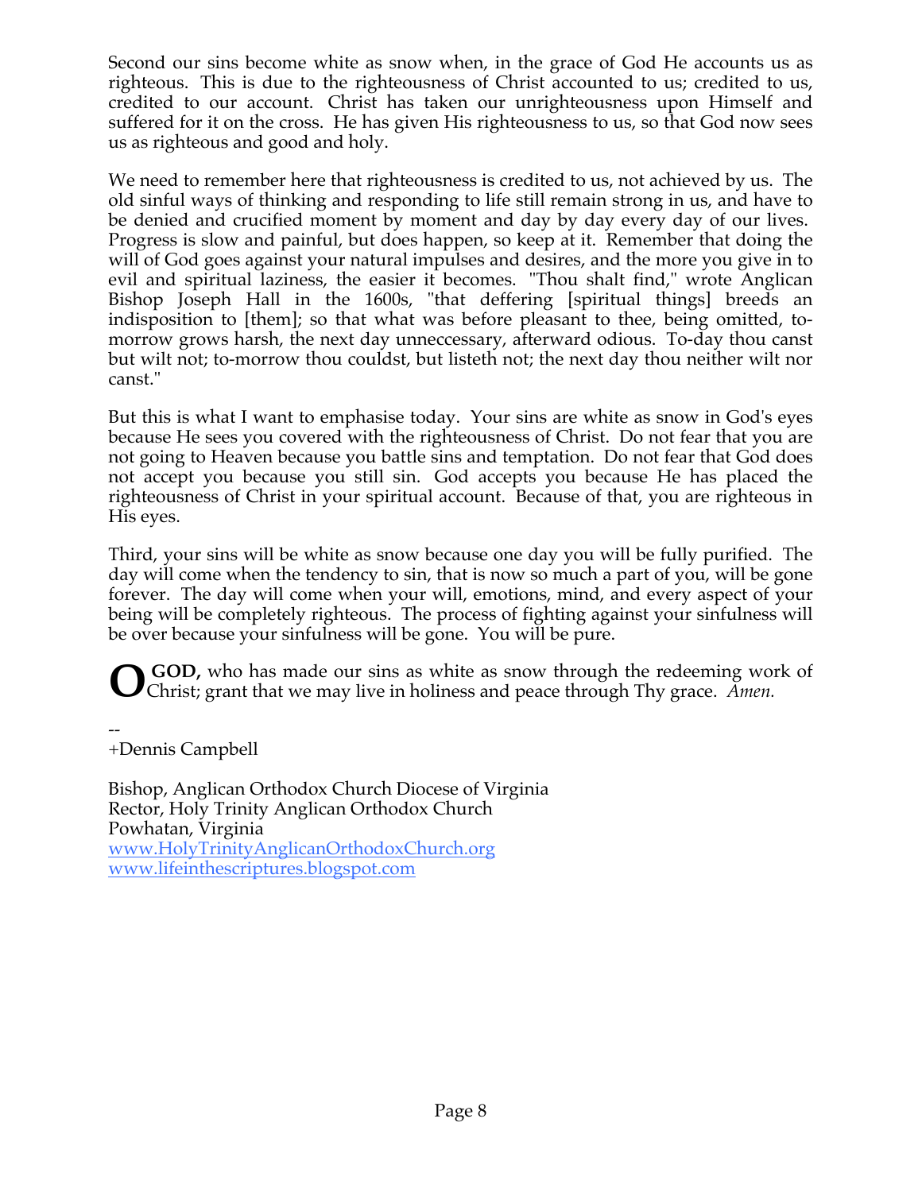Second our sins become white as snow when, in the grace of God He accounts us as righteous. This is due to the righteousness of Christ accounted to us; credited to us, credited to our account. Christ has taken our unrighteousness upon Himself and suffered for it on the cross. He has given His righteousness to us, so that God now sees us as righteous and good and holy.

We need to remember here that righteousness is credited to us, not achieved by us. The old sinful ways of thinking and responding to life still remain strong in us, and have to be denied and crucified moment by moment and day by day every day of our lives. Progress is slow and painful, but does happen, so keep at it. Remember that doing the will of God goes against your natural impulses and desires, and the more you give in to evil and spiritual laziness, the easier it becomes. "Thou shalt find," wrote Anglican Bishop Joseph Hall in the 1600s, "that deffering [spiritual things] breeds an indisposition to [them]; so that what was before pleasant to thee, being omitted, to-morrow grows harsh, the next day unneccessary, afterward odious. To-day thou canst but wilt not; to-morrow thou couldst, but listeth not; the next day thou neither wilt nor canst."

But this is what I want to emphasise today. Your sins are white as snow in God's eyes because He sees you covered with the righteousness of Christ. Do not fear that you are not going to Heaven because you battle sins and temptation. Do not fear that God does not accept you because you still sin. God accepts you because He has placed the righteousness of Christ in your spiritual account. Because of that, you are righteous in His eyes.

Third, your sins will be white as snow because one day you will be fully purified. The day will come when the tendency to sin, that is now so much a part of you, will be gone forever. The day will come when your will, emotions, mind, and every aspect of your being will be completely righteous. The process of fighting against your sinfulness will be over because your sinfulness will be gone. You will be pure.

**O GOD,** who has made our sins as white as snow through the redeeming work of Christ; grant that we may live in holiness and peace through Thy grace. *Amen.*

--
+Dennis Campbell

Bishop, Anglican Orthodox Church Diocese of Virginia
Rector, Holy Trinity Anglican Orthodox Church
Powhatan, Virginia
www.HolyTrinityAnglicanOrthodoxChurch.org
www.lifeinthescriptures.blogspot.com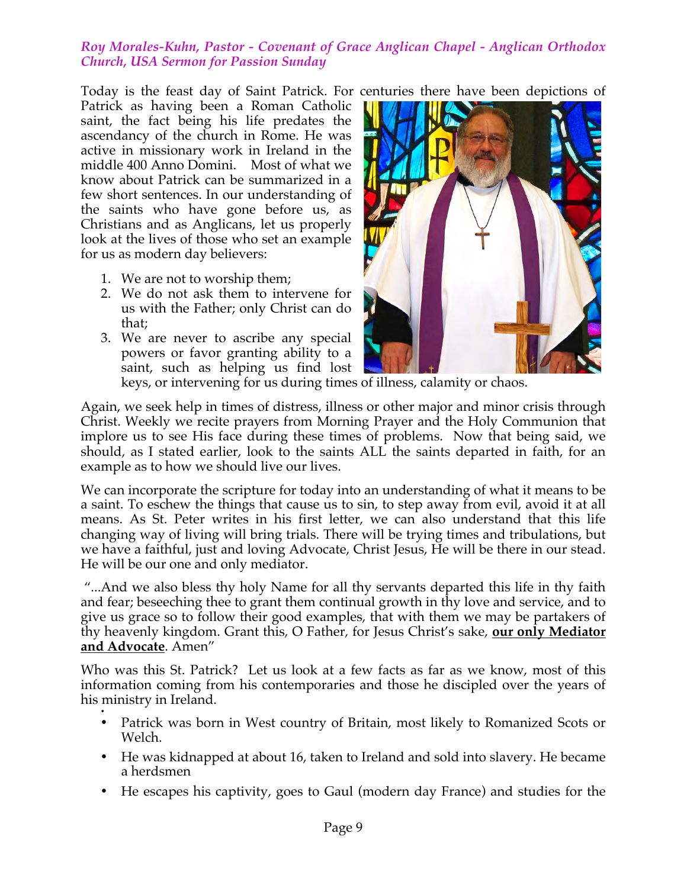*Roy Morales-Kuhn, Pastor - Covenant of Grace Anglican Chapel - Anglican Orthodox Church, USA Sermon for Passion Sunday*

Today is the feast day of Saint Patrick. For centuries there have been depictions of Patrick as having been a Roman Catholic saint, the fact being his life predates the ascendancy of the church in Rome. He was active in missionary work in Ireland in the middle 400 Anno Domini. Most of what we know about Patrick can be summarized in a few short sentences. In our understanding of the saints who have gone before us, as Christians and as Anglicans, let us properly look at the lives of those who set an example for us as modern day believers:

1. We are not to worship them;
2. We do not ask them to intervene for us with the Father; only Christ can do that;
3. We are never to ascribe any special powers or favor granting ability to a saint, such as helping us find lost keys, or intervening for us during times of illness, calamity or chaos.

Again, we seek help in times of distress, illness or other major and minor crisis through Christ. Weekly we recite prayers from Morning Prayer and the Holy Communion that implore us to see His face during these times of problems. Now that being said, we should, as I stated earlier, look to the saints ALL the saints departed in faith, for an example as to how we should live our lives.

We can incorporate the scripture for today into an understanding of what it means to be a saint. To eschew the things that cause us to sin, to step away from evil, avoid it at all means. As St. Peter writes in his first letter, we can also understand that this life changing way of living will bring trials. There will be trying times and tribulations, but we have a faithful, just and loving Advocate, Christ Jesus, He will be there in our stead. He will be our one and only mediator.

"...And we also bless thy holy Name for all thy servants departed this life in thy faith and fear; beseeching thee to grant them continual growth in thy love and service, and to give us grace so to follow their good examples, that with them we may be partakers of thy heavenly kingdom. Grant this, O Father, for Jesus Christ's sake, **our only Mediator and Advocate**. Amen"

Who was this St. Patrick? Let us look at a few facts as far as we know, most of this information coming from his contemporaries and those he discipled over the years of his ministry in Ireland.

- Patrick was born in West country of Britain, most likely to Romanized Scots or Welch.
- He was kidnapped at about 16, taken to Ireland and sold into slavery. He became a herdsmen
- He escapes his captivity, goes to Gaul (modern day France) and studies for the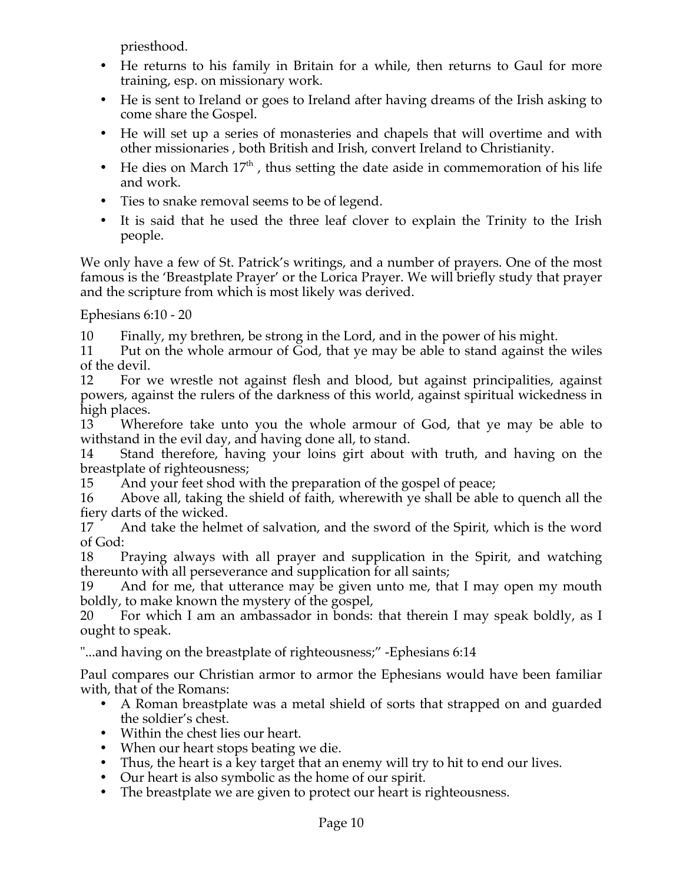priesthood.

- He returns to his family in Britain for a while, then returns to Gaul for more training, esp. on missionary work.
- He is sent to Ireland or goes to Ireland after having dreams of the Irish asking to come share the Gospel.
- He will set up a series of monasteries and chapels that will overtime and with other missionaries , both British and Irish, convert Ireland to Christianity.
- He dies on March 17th , thus setting the date aside in commemoration of his life and work.
- Ties to snake removal seems to be of legend.
- It is said that he used the three leaf clover to explain the Trinity to the Irish people.

We only have a few of St. Patrick's writings, and a number of prayers. One of the most famous is the 'Breastplate Prayer' or the Lorica Prayer. We will briefly study that prayer and the scripture from which is most likely was derived.

Ephesians 6:10 - 20

10 Finally, my brethren, be strong in the Lord, and in the power of his might.
11 Put on the whole armour of God, that ye may be able to stand against the wiles of the devil.
12 For we wrestle not against flesh and blood, but against principalities, against powers, against the rulers of the darkness of this world, against spiritual wickedness in high places.
13 Wherefore take unto you the whole armour of God, that ye may be able to withstand in the evil day, and having done all, to stand.
14 Stand therefore, having your loins girt about with truth, and having on the breastplate of righteousness;
15 And your feet shod with the preparation of the gospel of peace;
16 Above all, taking the shield of faith, wherewith ye shall be able to quench all the fiery darts of the wicked.
17 And take the helmet of salvation, and the sword of the Spirit, which is the word of God:
18 Praying always with all prayer and supplication in the Spirit, and watching thereunto with all perseverance and supplication for all saints;
19 And for me, that utterance may be given unto me, that I may open my mouth boldly, to make known the mystery of the gospel,
20 For which I am an ambassador in bonds: that therein I may speak boldly, as I ought to speak.

"...and having on the breastplate of righteousness;" -Ephesians 6:14

Paul compares our Christian armor to armor the Ephesians would have been familiar with, that of the Romans:

- A Roman breastplate was a metal shield of sorts that strapped on and guarded the soldier's chest.
- Within the chest lies our heart.
- When our heart stops beating we die.
- Thus, the heart is a key target that an enemy will try to hit to end our lives.
- Our heart is also symbolic as the home of our spirit.
- The breastplate we are given to protect our heart is righteousness.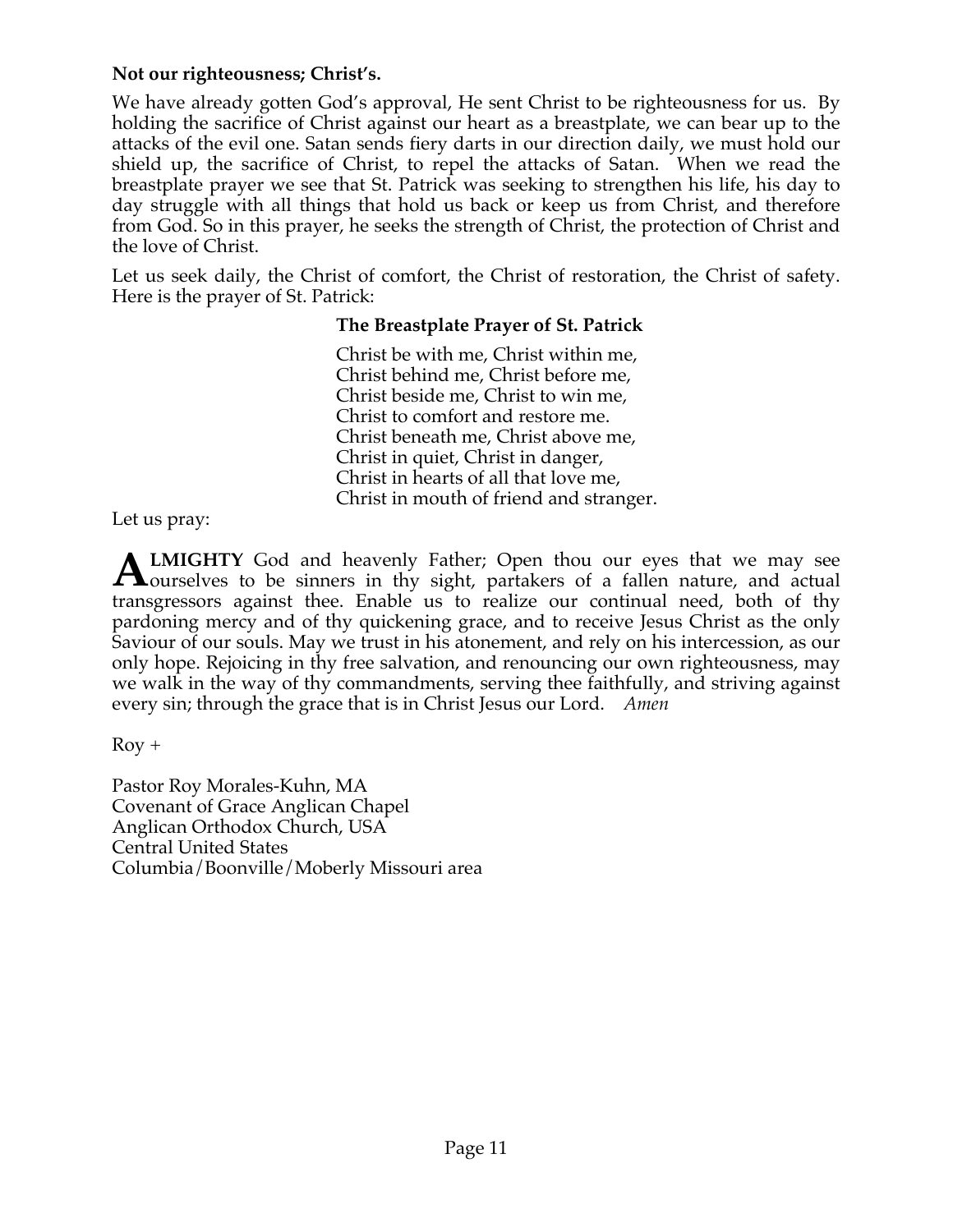**Not our righteousness; Christ's.**

We have already gotten God's approval, He sent Christ to be righteousness for us. By holding the sacrifice of Christ against our heart as a breastplate, we can bear up to the attacks of the evil one. Satan sends fiery darts in our direction daily, we must hold our shield up, the sacrifice of Christ, to repel the attacks of Satan. When we read the breastplate prayer we see that St. Patrick was seeking to strengthen his life, his day to day struggle with all things that hold us back or keep us from Christ, and therefore from God. So in this prayer, he seeks the strength of Christ, the protection of Christ and the love of Christ.

Let us seek daily, the Christ of comfort, the Christ of restoration, the Christ of safety. Here is the prayer of St. Patrick:

**The Breastplate Prayer of St. Patrick**

Christ be with me, Christ within me,
Christ behind me, Christ before me,
Christ beside me, Christ to win me,
Christ to comfort and restore me.
Christ beneath me, Christ above me,
Christ in quiet, Christ in danger,
Christ in hearts of all that love me,
Christ in mouth of friend and stranger.

Let us pray:

**ALMIGHTY** God and heavenly Father; Open thou our eyes that we may see ourselves to be sinners in thy sight, partakers of a fallen nature, and actual transgressors against thee. Enable us to realize our continual need, both of thy pardoning mercy and of thy quickening grace, and to receive Jesus Christ as the only Saviour of our souls. May we trust in his atonement, and rely on his intercession, as our only hope. Rejoicing in thy free salvation, and renouncing our own righteousness, may we walk in the way of thy commandments, serving thee faithfully, and striving against every sin; through the grace that is in Christ Jesus our Lord. *Amen*

Roy +

Pastor Roy Morales-Kuhn, MA
Covenant of Grace Anglican Chapel
Anglican Orthodox Church, USA
Central United States
Columbia/Boonville/Moberly Missouri area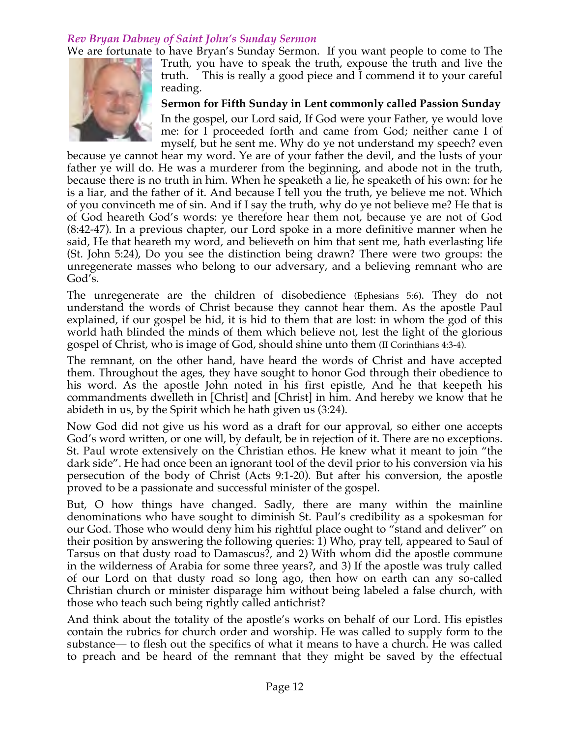### *Rev Bryan Dabney of Saint John's Sunday Sermon*

We are fortunate to have Bryan's Sunday Sermon. If you want people to come to The Truth, you have to speak the truth, expouse the truth and live the truth. This is really a good piece and I commend it to your careful reading.

**Sermon for Fifth Sunday in Lent commonly called Passion Sunday**

In the gospel, our Lord said, If God were your Father, ye would love me: for I proceeded forth and came from God; neither came I of myself, but he sent me. Why do ye not understand my speech? even because ye cannot hear my word. Ye are of your father the devil, and the lusts of your father ye will do. He was a murderer from the beginning, and abode not in the truth, because there is no truth in him. When he speaketh a lie, he speaketh of his own: for he is a liar, and the father of it. And because I tell you the truth, ye believe me not. Which of you convinceth me of sin. And if I say the truth, why do ye not believe me? He that is of God heareth God's words: ye therefore hear them not, because ye are not of God (8:42-47). In a previous chapter, our Lord spoke in a more definitive manner when he said, He that heareth my word, and believeth on him that sent me, hath everlasting life (St. John 5:24), Do you see the distinction being drawn? There were two groups: the unregenerate masses who belong to our adversary, and a believing remnant who are God's.

The unregenerate are the children of disobedience (Ephesians 5:6). They do not understand the words of Christ because they cannot hear them. As the apostle Paul explained, if our gospel be hid, it is hid to them that are lost: in whom the god of this world hath blinded the minds of them which believe not, lest the light of the glorious gospel of Christ, who is image of God, should shine unto them (II Corinthians 4:3-4).

The remnant, on the other hand, have heard the words of Christ and have accepted them. Throughout the ages, they have sought to honor God through their obedience to his word. As the apostle John noted in his first epistle, And he that keepeth his commandments dwelleth in [Christ] and [Christ] in him. And hereby we know that he abideth in us, by the Spirit which he hath given us (3:24).

Now God did not give us his word as a draft for our approval, so either one accepts God's word written, or one will, by default, be in rejection of it. There are no exceptions. St. Paul wrote extensively on the Christian ethos. He knew what it meant to join "the dark side". He had once been an ignorant tool of the devil prior to his conversion via his persecution of the body of Christ (Acts 9:1-20). But after his conversion, the apostle proved to be a passionate and successful minister of the gospel.

But, O how things have changed. Sadly, there are many within the mainline denominations who have sought to diminish St. Paul's credibility as a spokesman for our God. Those who would deny him his rightful place ought to "stand and deliver" on their position by answering the following queries: 1) Who, pray tell, appeared to Saul of Tarsus on that dusty road to Damascus?, and 2) With whom did the apostle commune in the wilderness of Arabia for some three years?, and 3) If the apostle was truly called of our Lord on that dusty road so long ago, then how on earth can any so-called Christian church or minister disparage him without being labeled a false church, with those who teach such being rightly called antichrist?

And think about the totality of the apostle's works on behalf of our Lord. His epistles contain the rubrics for church order and worship. He was called to supply form to the substance— to flesh out the specifics of what it means to have a church. He was called to preach and be heard of the remnant that they might be saved by the effectual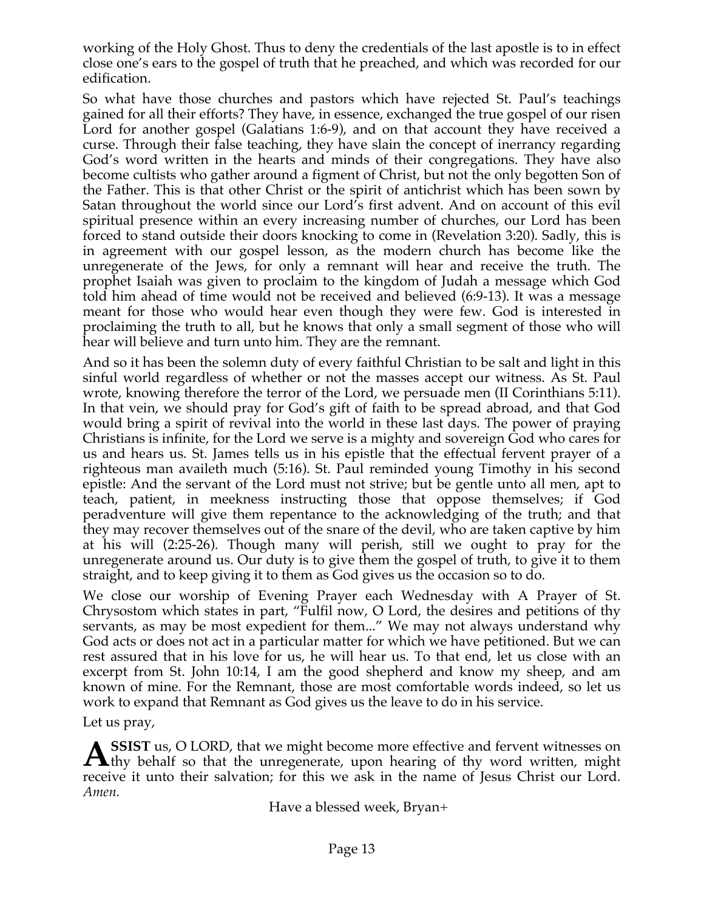working of the Holy Ghost. Thus to deny the credentials of the last apostle is to in effect close one's ears to the gospel of truth that he preached, and which was recorded for our edification.

So what have those churches and pastors which have rejected St. Paul's teachings gained for all their efforts? They have, in essence, exchanged the true gospel of our risen Lord for another gospel (Galatians 1:6-9), and on that account they have received a curse. Through their false teaching, they have slain the concept of inerrancy regarding God's word written in the hearts and minds of their congregations. They have also become cultists who gather around a figment of Christ, but not the only begotten Son of the Father. This is that other Christ or the spirit of antichrist which has been sown by Satan throughout the world since our Lord's first advent. And on account of this evil spiritual presence within an every increasing number of churches, our Lord has been forced to stand outside their doors knocking to come in (Revelation 3:20). Sadly, this is in agreement with our gospel lesson, as the modern church has become like the unregenerate of the Jews, for only a remnant will hear and receive the truth. The prophet Isaiah was given to proclaim to the kingdom of Judah a message which God told him ahead of time would not be received and believed (6:9-13). It was a message meant for those who would hear even though they were few. God is interested in proclaiming the truth to all, but he knows that only a small segment of those who will hear will believe and turn unto him. They are the remnant.

And so it has been the solemn duty of every faithful Christian to be salt and light in this sinful world regardless of whether or not the masses accept our witness. As St. Paul wrote, knowing therefore the terror of the Lord, we persuade men (II Corinthians 5:11). In that vein, we should pray for God's gift of faith to be spread abroad, and that God would bring a spirit of revival into the world in these last days. The power of praying Christians is infinite, for the Lord we serve is a mighty and sovereign God who cares for us and hears us. St. James tells us in his epistle that the effectual fervent prayer of a righteous man availeth much (5:16). St. Paul reminded young Timothy in his second epistle: And the servant of the Lord must not strive; but be gentle unto all men, apt to teach, patient, in meekness instructing those that oppose themselves; if God peradventure will give them repentance to the acknowledging of the truth; and that they may recover themselves out of the snare of the devil, who are taken captive by him at his will (2:25-26). Though many will perish, still we ought to pray for the unregenerate around us. Our duty is to give them the gospel of truth, to give it to them straight, and to keep giving it to them as God gives us the occasion so to do.

We close our worship of Evening Prayer each Wednesday with A Prayer of St. Chrysostom which states in part, "Fulfil now, O Lord, the desires and petitions of thy servants, as may be most expedient for them..." We may not always understand why God acts or does not act in a particular matter for which we have petitioned. But we can rest assured that in his love for us, he will hear us. To that end, let us close with an excerpt from St. John 10:14, I am the good shepherd and know my sheep, and am known of mine. For the Remnant, those are most comfortable words indeed, so let us work to expand that Remnant as God gives us the leave to do in his service.

Let us pray,

**ASSIST** us, O LORD, that we might become more effective and fervent witnesses on thy behalf so that the unregenerate, upon hearing of thy word written, might receive it unto their salvation; for this we ask in the name of Jesus Christ our Lord. *Amen.*

Have a blessed week, Bryan+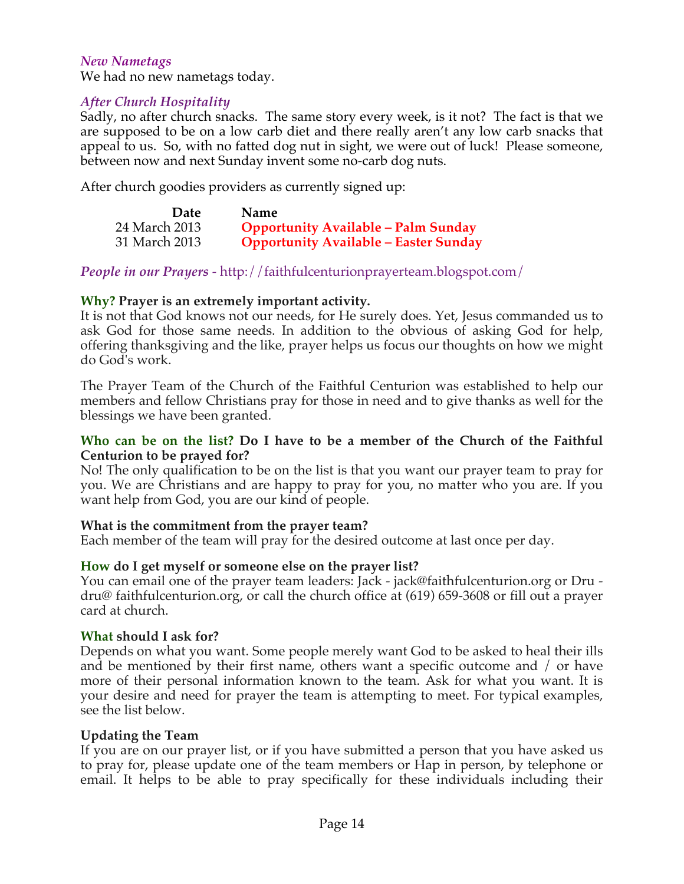### *New Nametags*

We had no new nametags today.

### *After Church Hospitality*

Sadly, no after church snacks. The same story every week, is it not? The fact is that we are supposed to be on a low carb diet and there really aren't any low carb snacks that appeal to us. So, with no fatted dog nut in sight, we were out of luck! Please someone, between now and next Sunday invent some no-carb dog nuts.

After church goodies providers as currently signed up:

| Date | Name |
|---|---|
| 24 March 2013 | **Opportunity Available – Palm Sunday** |
| 31 March 2013 | **Opportunity Available – Easter Sunday** |

***People in our Prayers*** - http://faithfulcenturionprayerteam.blogspot.com/

**Why? Prayer is an extremely important activity.**

It is not that God knows not our needs, for He surely does. Yet, Jesus commanded us to ask God for those same needs. In addition to the obvious of asking God for help, offering thanksgiving and the like, prayer helps us focus our thoughts on how we might do God's work.

The Prayer Team of the Church of the Faithful Centurion was established to help our members and fellow Christians pray for those in need and to give thanks as well for the blessings we have been granted.

**Who can be on the list? Do I have to be a member of the Church of the Faithful Centurion to be prayed for?**

No! The only qualification to be on the list is that you want our prayer team to pray for you. We are Christians and are happy to pray for you, no matter who you are. If you want help from God, you are our kind of people.

**What is the commitment from the prayer team?**

Each member of the team will pray for the desired outcome at last once per day.

**How do I get myself or someone else on the prayer list?**

You can email one of the prayer team leaders: Jack - jack@faithfulcenturion.org or Dru - dru@ faithfulcenturion.org, or call the church office at (619) 659-3608 or fill out a prayer card at church.

**What should I ask for?**

Depends on what you want. Some people merely want God to be asked to heal their ills and be mentioned by their first name, others want a specific outcome and / or have more of their personal information known to the team. Ask for what you want. It is your desire and need for prayer the team is attempting to meet. For typical examples, see the list below.

**Updating the Team**

If you are on our prayer list, or if you have submitted a person that you have asked us to pray for, please update one of the team members or Hap in person, by telephone or email. It helps to be able to pray specifically for these individuals including their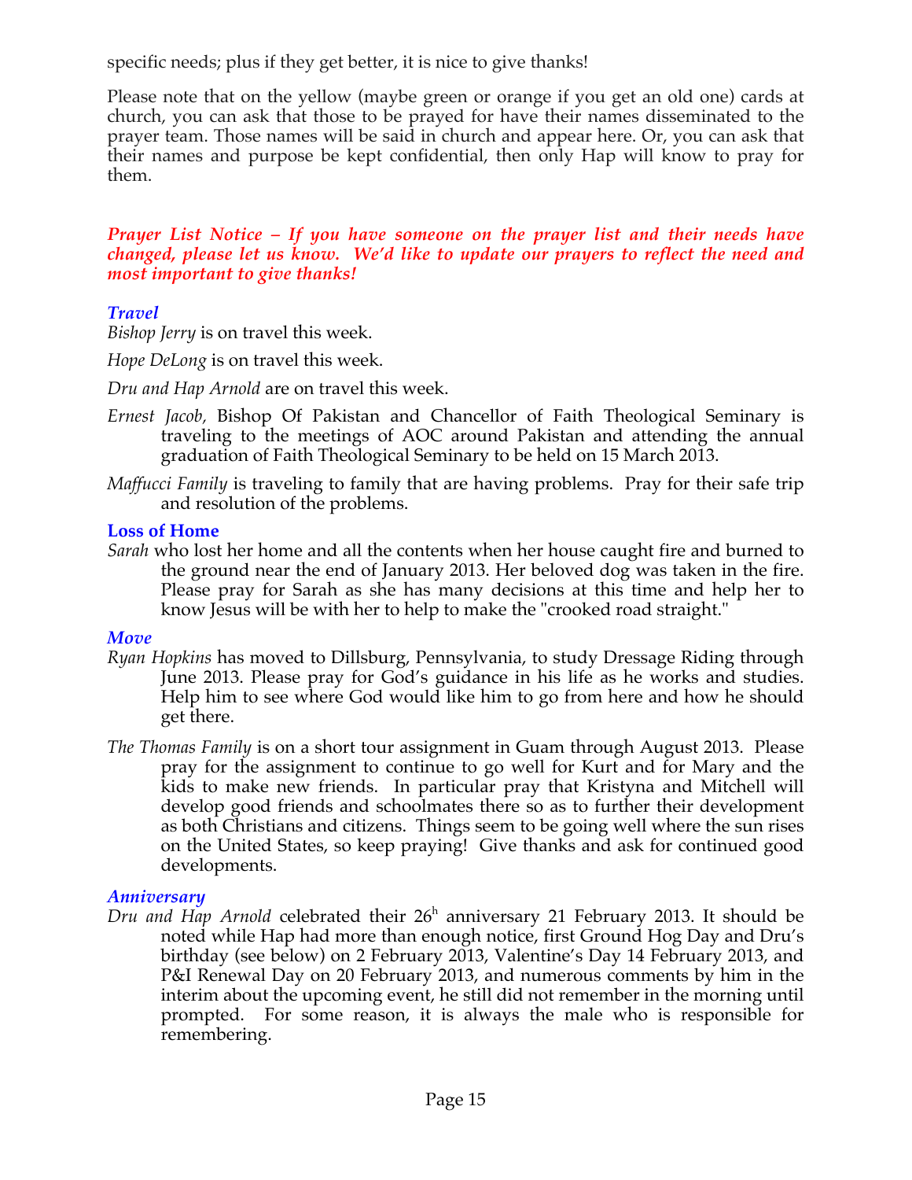specific needs; plus if they get better, it is nice to give thanks!

Please note that on the yellow (maybe green or orange if you get an old one) cards at church, you can ask that those to be prayed for have their names disseminated to the prayer team. Those names will be said in church and appear here. Or, you can ask that their names and purpose be kept confidential, then only Hap will know to pray for them.

***Prayer List Notice – If you have someone on the prayer list and their needs have changed, please let us know. We'd like to update our prayers to reflect the need and most important to give thanks!***

### *Travel*

*Bishop Jerry* is on travel this week.

*Hope DeLong* is on travel this week.

*Dru and Hap Arnold* are on travel this week.

*Ernest Jacob,* Bishop Of Pakistan and Chancellor of Faith Theological Seminary is traveling to the meetings of AOC around Pakistan and attending the annual graduation of Faith Theological Seminary to be held on 15 March 2013.

*Maffucci Family* is traveling to family that are having problems. Pray for their safe trip and resolution of the problems.

### **Loss of Home**

*Sarah* who lost her home and all the contents when her house caught fire and burned to the ground near the end of January 2013. Her beloved dog was taken in the fire. Please pray for Sarah as she has many decisions at this time and help her to know Jesus will be with her to help to make the "crooked road straight."

### *Move*

*Ryan Hopkins* has moved to Dillsburg, Pennsylvania, to study Dressage Riding through June 2013. Please pray for God's guidance in his life as he works and studies. Help him to see where God would like him to go from here and how he should get there.

*The Thomas Family* is on a short tour assignment in Guam through August 2013. Please pray for the assignment to continue to go well for Kurt and for Mary and the kids to make new friends. In particular pray that Kristyna and Mitchell will develop good friends and schoolmates there so as to further their development as both Christians and citizens. Things seem to be going well where the sun rises on the United States, so keep praying! Give thanks and ask for continued good developments.

### *Anniversary*

*Dru and Hap Arnold* celebrated their 26h anniversary 21 February 2013. It should be noted while Hap had more than enough notice, first Ground Hog Day and Dru's birthday (see below) on 2 February 2013, Valentine's Day 14 February 2013, and P&I Renewal Day on 20 February 2013, and numerous comments by him in the interim about the upcoming event, he still did not remember in the morning until prompted. For some reason, it is always the male who is responsible for remembering.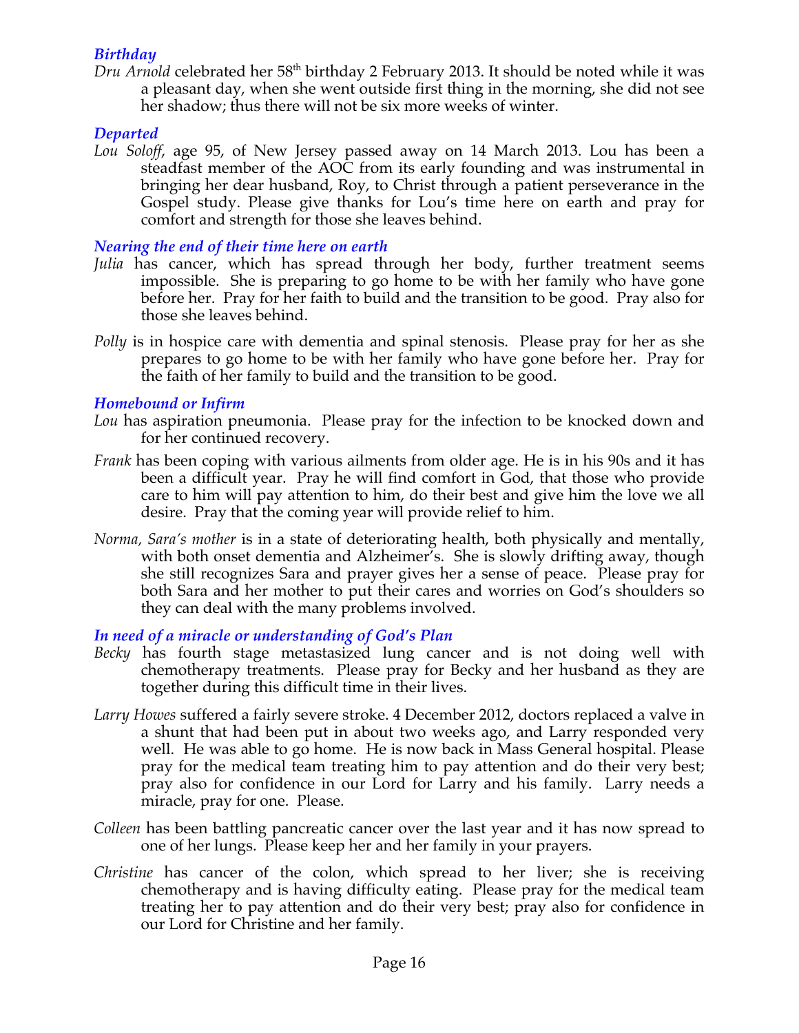### *Birthday*

*Dru Arnold* celebrated her 58th birthday 2 February 2013. It should be noted while it was a pleasant day, when she went outside first thing in the morning, she did not see her shadow; thus there will not be six more weeks of winter.

### *Departed*

*Lou Soloff*, age 95, of New Jersey passed away on 14 March 2013. Lou has been a steadfast member of the AOC from its early founding and was instrumental in bringing her dear husband, Roy, to Christ through a patient perseverance in the Gospel study. Please give thanks for Lou's time here on earth and pray for comfort and strength for those she leaves behind.

### *Nearing the end of their time here on earth*

*Julia* has cancer, which has spread through her body, further treatment seems impossible. She is preparing to go home to be with her family who have gone before her. Pray for her faith to build and the transition to be good. Pray also for those she leaves behind.

*Polly* is in hospice care with dementia and spinal stenosis. Please pray for her as she prepares to go home to be with her family who have gone before her. Pray for the faith of her family to build and the transition to be good.

### *Homebound or Infirm*

*Lou* has aspiration pneumonia. Please pray for the infection to be knocked down and for her continued recovery.

*Frank* has been coping with various ailments from older age. He is in his 90s and it has been a difficult year. Pray he will find comfort in God, that those who provide care to him will pay attention to him, do their best and give him the love we all desire. Pray that the coming year will provide relief to him.

*Norma, Sara's mother* is in a state of deteriorating health, both physically and mentally, with both onset dementia and Alzheimer's. She is slowly drifting away, though she still recognizes Sara and prayer gives her a sense of peace. Please pray for both Sara and her mother to put their cares and worries on God's shoulders so they can deal with the many problems involved.

### *In need of a miracle or understanding of God's Plan*

*Becky* has fourth stage metastasized lung cancer and is not doing well with chemotherapy treatments. Please pray for Becky and her husband as they are together during this difficult time in their lives.

*Larry Howes* suffered a fairly severe stroke. 4 December 2012, doctors replaced a valve in a shunt that had been put in about two weeks ago, and Larry responded very well. He was able to go home. He is now back in Mass General hospital. Please pray for the medical team treating him to pay attention and do their very best; pray also for confidence in our Lord for Larry and his family. Larry needs a miracle, pray for one. Please.

*Colleen* has been battling pancreatic cancer over the last year and it has now spread to one of her lungs. Please keep her and her family in your prayers.

*Christine* has cancer of the colon, which spread to her liver; she is receiving chemotherapy and is having difficulty eating. Please pray for the medical team treating her to pay attention and do their very best; pray also for confidence in our Lord for Christine and her family.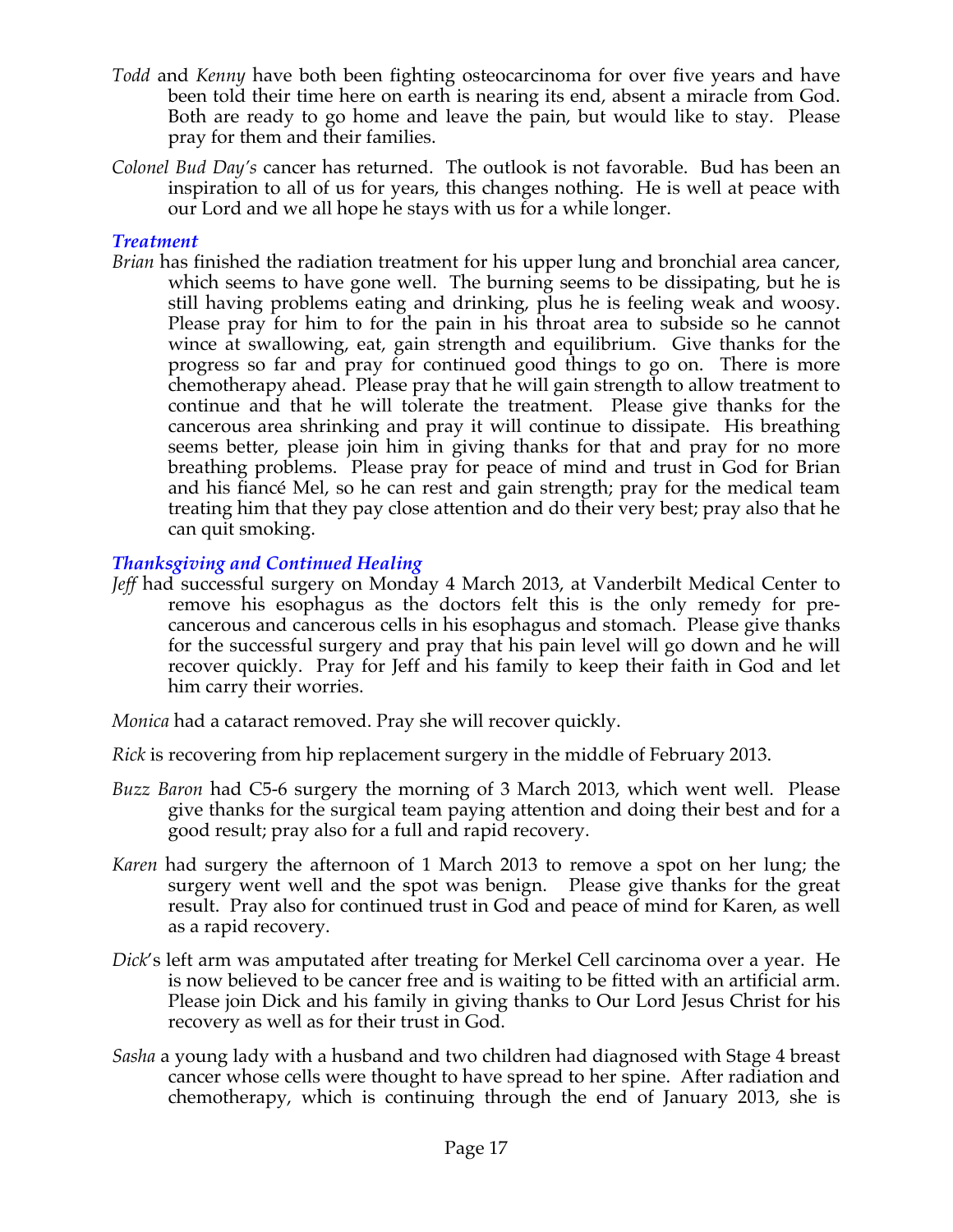*Todd* and *Kenny* have both been fighting osteocarcinoma for over five years and have been told their time here on earth is nearing its end, absent a miracle from God. Both are ready to go home and leave the pain, but would like to stay. Please pray for them and their families.

*Colonel Bud Day's* cancer has returned. The outlook is not favorable. Bud has been an inspiration to all of us for years, this changes nothing. He is well at peace with our Lord and we all hope he stays with us for a while longer.

### *Treatment*

*Brian* has finished the radiation treatment for his upper lung and bronchial area cancer, which seems to have gone well. The burning seems to be dissipating, but he is still having problems eating and drinking, plus he is feeling weak and woosy. Please pray for him to for the pain in his throat area to subside so he cannot wince at swallowing, eat, gain strength and equilibrium. Give thanks for the progress so far and pray for continued good things to go on. There is more chemotherapy ahead. Please pray that he will gain strength to allow treatment to continue and that he will tolerate the treatment. Please give thanks for the cancerous area shrinking and pray it will continue to dissipate. His breathing seems better, please join him in giving thanks for that and pray for no more breathing problems. Please pray for peace of mind and trust in God for Brian and his fiancé Mel, so he can rest and gain strength; pray for the medical team treating him that they pay close attention and do their very best; pray also that he can quit smoking.

### *Thanksgiving and Continued Healing*

*Jeff* had successful surgery on Monday 4 March 2013, at Vanderbilt Medical Center to remove his esophagus as the doctors felt this is the only remedy for pre-cancerous and cancerous cells in his esophagus and stomach. Please give thanks for the successful surgery and pray that his pain level will go down and he will recover quickly. Pray for Jeff and his family to keep their faith in God and let him carry their worries.

*Monica* had a cataract removed. Pray she will recover quickly.

*Rick* is recovering from hip replacement surgery in the middle of February 2013.

*Buzz Baron* had C5-6 surgery the morning of 3 March 2013, which went well. Please give thanks for the surgical team paying attention and doing their best and for a good result; pray also for a full and rapid recovery.

*Karen* had surgery the afternoon of 1 March 2013 to remove a spot on her lung; the surgery went well and the spot was benign. Please give thanks for the great result. Pray also for continued trust in God and peace of mind for Karen, as well as a rapid recovery.

*Dick*'s left arm was amputated after treating for Merkel Cell carcinoma over a year. He is now believed to be cancer free and is waiting to be fitted with an artificial arm. Please join Dick and his family in giving thanks to Our Lord Jesus Christ for his recovery as well as for their trust in God.

*Sasha* a young lady with a husband and two children had diagnosed with Stage 4 breast cancer whose cells were thought to have spread to her spine. After radiation and chemotherapy, which is continuing through the end of January 2013, she is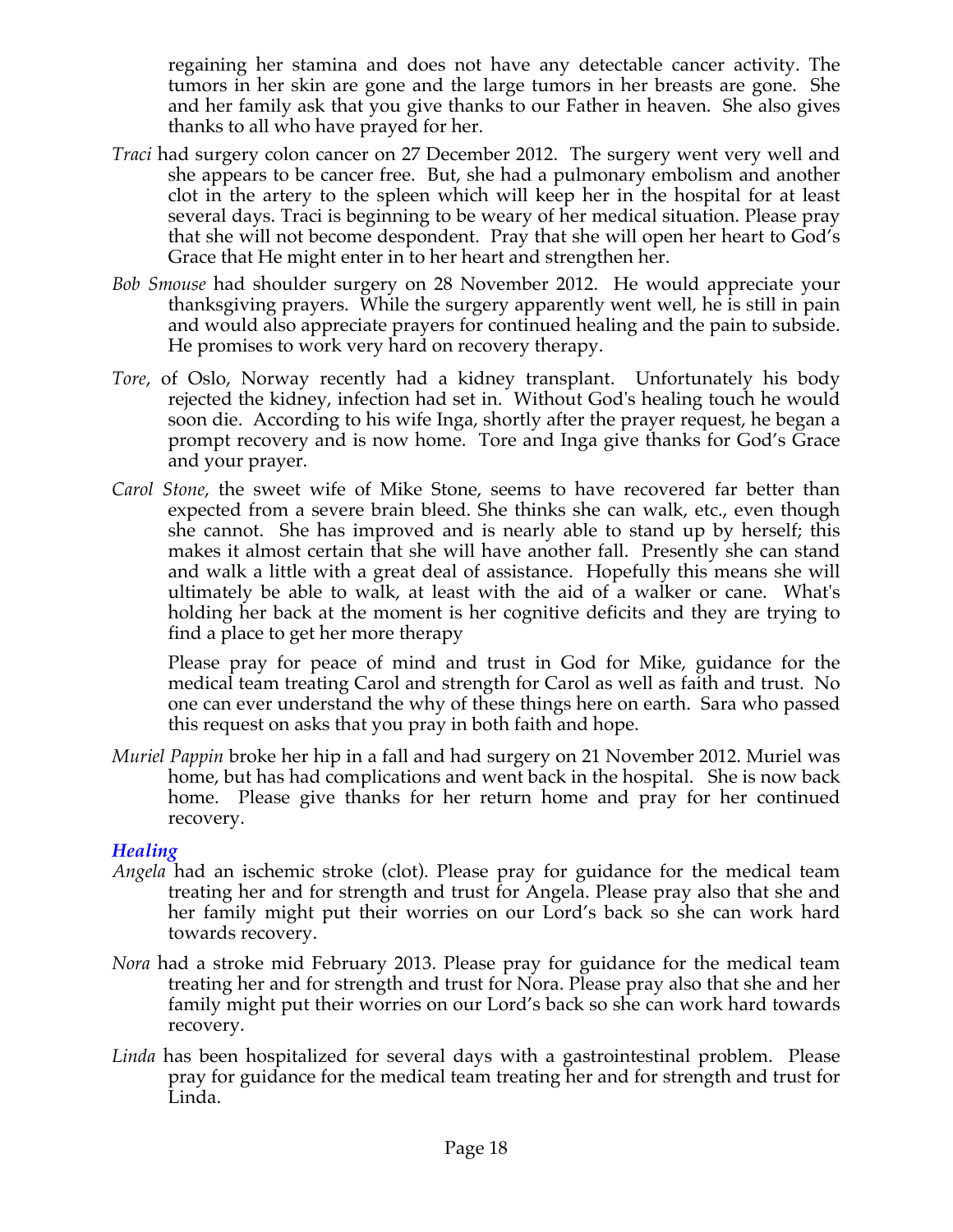regaining her stamina and does not have any detectable cancer activity. The tumors in her skin are gone and the large tumors in her breasts are gone. She and her family ask that you give thanks to our Father in heaven. She also gives thanks to all who have prayed for her.

*Traci* had surgery colon cancer on 27 December 2012. The surgery went very well and she appears to be cancer free. But, she had a pulmonary embolism and another clot in the artery to the spleen which will keep her in the hospital for at least several days. Traci is beginning to be weary of her medical situation. Please pray that she will not become despondent. Pray that she will open her heart to God's Grace that He might enter in to her heart and strengthen her.

*Bob Smouse* had shoulder surgery on 28 November 2012. He would appreciate your thanksgiving prayers. While the surgery apparently went well, he is still in pain and would also appreciate prayers for continued healing and the pain to subside. He promises to work very hard on recovery therapy.

*Tore*, of Oslo, Norway recently had a kidney transplant. Unfortunately his body rejected the kidney, infection had set in. Without God's healing touch he would soon die. According to his wife Inga, shortly after the prayer request, he began a prompt recovery and is now home. Tore and Inga give thanks for God's Grace and your prayer.

*Carol Stone*, the sweet wife of Mike Stone, seems to have recovered far better than expected from a severe brain bleed. She thinks she can walk, etc., even though she cannot. She has improved and is nearly able to stand up by herself; this makes it almost certain that she will have another fall. Presently she can stand and walk a little with a great deal of assistance. Hopefully this means she will ultimately be able to walk, at least with the aid of a walker or cane. What's holding her back at the moment is her cognitive deficits and they are trying to find a place to get her more therapy

Please pray for peace of mind and trust in God for Mike, guidance for the medical team treating Carol and strength for Carol as well as faith and trust. No one can ever understand the why of these things here on earth. Sara who passed this request on asks that you pray in both faith and hope.

*Muriel Pappin* broke her hip in a fall and had surgery on 21 November 2012. Muriel was home, but has had complications and went back in the hospital. She is now back home. Please give thanks for her return home and pray for her continued recovery.

### *Healing*

*Angela* had an ischemic stroke (clot). Please pray for guidance for the medical team treating her and for strength and trust for Angela. Please pray also that she and her family might put their worries on our Lord's back so she can work hard towards recovery.

*Nora* had a stroke mid February 2013. Please pray for guidance for the medical team treating her and for strength and trust for Nora. Please pray also that she and her family might put their worries on our Lord's back so she can work hard towards recovery.

*Linda* has been hospitalized for several days with a gastrointestinal problem. Please pray for guidance for the medical team treating her and for strength and trust for Linda.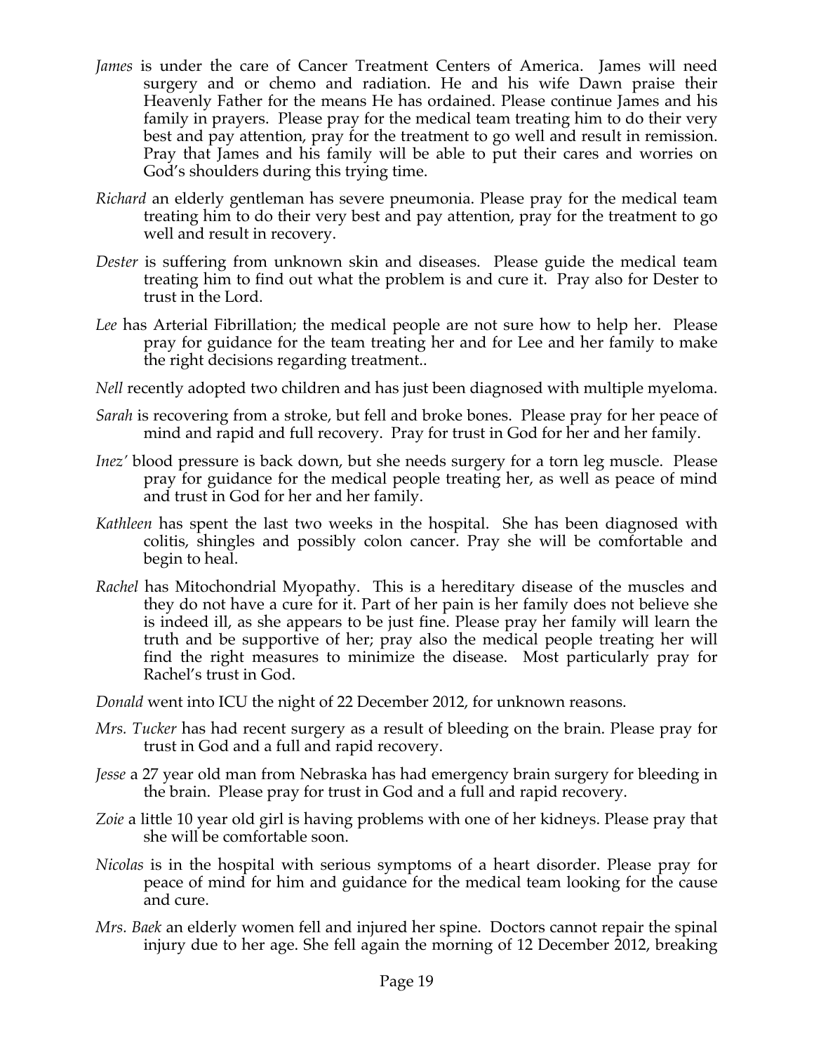*James* is under the care of Cancer Treatment Centers of America. James will need surgery and or chemo and radiation. He and his wife Dawn praise their Heavenly Father for the means He has ordained. Please continue James and his family in prayers. Please pray for the medical team treating him to do their very best and pay attention, pray for the treatment to go well and result in remission. Pray that James and his family will be able to put their cares and worries on God's shoulders during this trying time.

*Richard* an elderly gentleman has severe pneumonia. Please pray for the medical team treating him to do their very best and pay attention, pray for the treatment to go well and result in recovery.

*Dester* is suffering from unknown skin and diseases. Please guide the medical team treating him to find out what the problem is and cure it. Pray also for Dester to trust in the Lord.

*Lee* has Arterial Fibrillation; the medical people are not sure how to help her. Please pray for guidance for the team treating her and for Lee and her family to make the right decisions regarding treatment..

*Nell* recently adopted two children and has just been diagnosed with multiple myeloma.

*Sarah* is recovering from a stroke, but fell and broke bones. Please pray for her peace of mind and rapid and full recovery. Pray for trust in God for her and her family.

*Inez'* blood pressure is back down, but she needs surgery for a torn leg muscle. Please pray for guidance for the medical people treating her, as well as peace of mind and trust in God for her and her family.

*Kathleen* has spent the last two weeks in the hospital. She has been diagnosed with colitis, shingles and possibly colon cancer. Pray she will be comfortable and begin to heal.

*Rachel* has Mitochondrial Myopathy. This is a hereditary disease of the muscles and they do not have a cure for it. Part of her pain is her family does not believe she is indeed ill, as she appears to be just fine. Please pray her family will learn the truth and be supportive of her; pray also the medical people treating her will find the right measures to minimize the disease. Most particularly pray for Rachel's trust in God.

*Donald* went into ICU the night of 22 December 2012, for unknown reasons.

*Mrs. Tucker* has had recent surgery as a result of bleeding on the brain. Please pray for trust in God and a full and rapid recovery.

*Jesse* a 27 year old man from Nebraska has had emergency brain surgery for bleeding in the brain. Please pray for trust in God and a full and rapid recovery.

*Zoie* a little 10 year old girl is having problems with one of her kidneys. Please pray that she will be comfortable soon.

*Nicolas* is in the hospital with serious symptoms of a heart disorder. Please pray for peace of mind for him and guidance for the medical team looking for the cause and cure.

*Mrs. Baek* an elderly women fell and injured her spine. Doctors cannot repair the spinal injury due to her age. She fell again the morning of 12 December 2012, breaking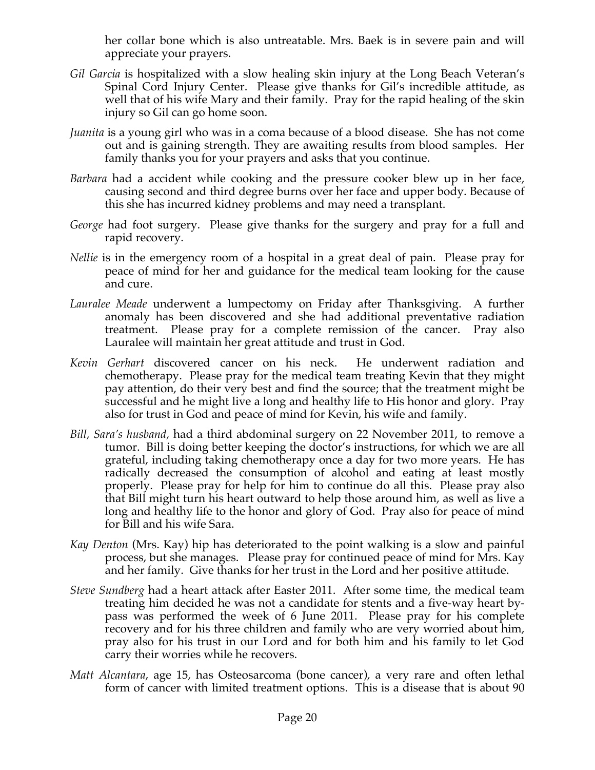her collar bone which is also untreatable. Mrs. Baek is in severe pain and will appreciate your prayers.

*Gil Garcia* is hospitalized with a slow healing skin injury at the Long Beach Veteran's Spinal Cord Injury Center. Please give thanks for Gil's incredible attitude, as well that of his wife Mary and their family. Pray for the rapid healing of the skin injury so Gil can go home soon.

*Juanita* is a young girl who was in a coma because of a blood disease. She has not come out and is gaining strength. They are awaiting results from blood samples. Her family thanks you for your prayers and asks that you continue.

*Barbara* had a accident while cooking and the pressure cooker blew up in her face, causing second and third degree burns over her face and upper body. Because of this she has incurred kidney problems and may need a transplant.

*George* had foot surgery. Please give thanks for the surgery and pray for a full and rapid recovery.

*Nellie* is in the emergency room of a hospital in a great deal of pain. Please pray for peace of mind for her and guidance for the medical team looking for the cause and cure.

*Lauralee Meade* underwent a lumpectomy on Friday after Thanksgiving. A further anomaly has been discovered and she had additional preventative radiation treatment. Please pray for a complete remission of the cancer. Pray also Lauralee will maintain her great attitude and trust in God.

*Kevin Gerhart* discovered cancer on his neck. He underwent radiation and chemotherapy. Please pray for the medical team treating Kevin that they might pay attention, do their very best and find the source; that the treatment might be successful and he might live a long and healthy life to His honor and glory. Pray also for trust in God and peace of mind for Kevin, his wife and family.

*Bill, Sara's husband,* had a third abdominal surgery on 22 November 2011, to remove a tumor. Bill is doing better keeping the doctor's instructions, for which we are all grateful, including taking chemotherapy once a day for two more years. He has radically decreased the consumption of alcohol and eating at least mostly properly. Please pray for help for him to continue do all this. Please pray also that Bill might turn his heart outward to help those around him, as well as live a long and healthy life to the honor and glory of God. Pray also for peace of mind for Bill and his wife Sara.

*Kay Denton* (Mrs. Kay) hip has deteriorated to the point walking is a slow and painful process, but she manages. Please pray for continued peace of mind for Mrs. Kay and her family. Give thanks for her trust in the Lord and her positive attitude.

*Steve Sundberg* had a heart attack after Easter 2011. After some time, the medical team treating him decided he was not a candidate for stents and a five-way heart by-pass was performed the week of 6 June 2011. Please pray for his complete recovery and for his three children and family who are very worried about him, pray also for his trust in our Lord and for both him and his family to let God carry their worries while he recovers.

*Matt Alcantara*, age 15, has Osteosarcoma (bone cancer), a very rare and often lethal form of cancer with limited treatment options. This is a disease that is about 90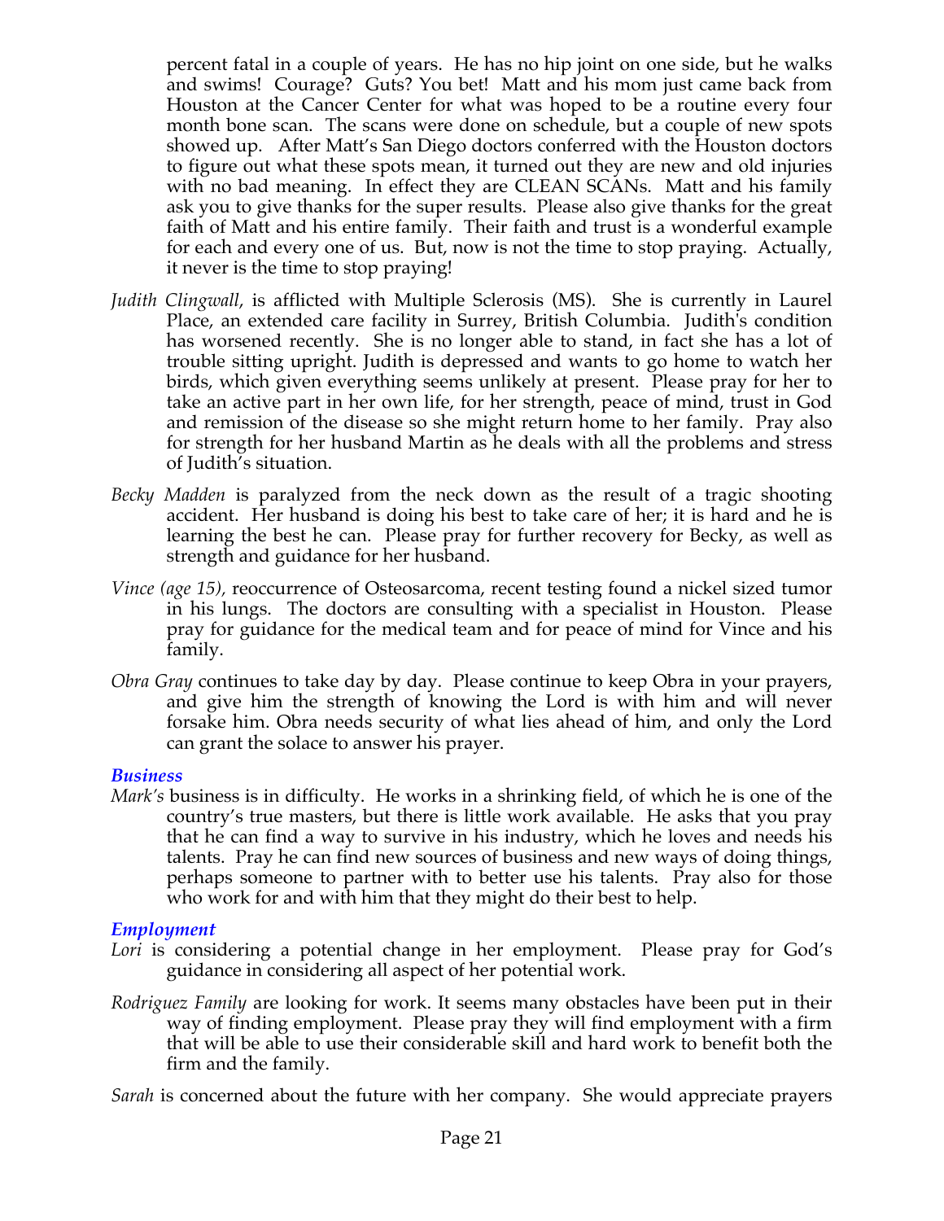percent fatal in a couple of years. He has no hip joint on one side, but he walks and swims! Courage? Guts? You bet! Matt and his mom just came back from Houston at the Cancer Center for what was hoped to be a routine every four month bone scan. The scans were done on schedule, but a couple of new spots showed up. After Matt's San Diego doctors conferred with the Houston doctors to figure out what these spots mean, it turned out they are new and old injuries with no bad meaning. In effect they are CLEAN SCANs. Matt and his family ask you to give thanks for the super results. Please also give thanks for the great faith of Matt and his entire family. Their faith and trust is a wonderful example for each and every one of us. But, now is not the time to stop praying. Actually, it never is the time to stop praying!

*Judith Clingwall*, is afflicted with Multiple Sclerosis (MS). She is currently in Laurel Place, an extended care facility in Surrey, British Columbia. Judith's condition has worsened recently. She is no longer able to stand, in fact she has a lot of trouble sitting upright. Judith is depressed and wants to go home to watch her birds, which given everything seems unlikely at present. Please pray for her to take an active part in her own life, for her strength, peace of mind, trust in God and remission of the disease so she might return home to her family. Pray also for strength for her husband Martin as he deals with all the problems and stress of Judith's situation.

*Becky Madden* is paralyzed from the neck down as the result of a tragic shooting accident. Her husband is doing his best to take care of her; it is hard and he is learning the best he can. Please pray for further recovery for Becky, as well as strength and guidance for her husband.

*Vince (age 15),* reoccurrence of Osteosarcoma, recent testing found a nickel sized tumor in his lungs. The doctors are consulting with a specialist in Houston. Please pray for guidance for the medical team and for peace of mind for Vince and his family.

*Obra Gray* continues to take day by day. Please continue to keep Obra in your prayers, and give him the strength of knowing the Lord is with him and will never forsake him. Obra needs security of what lies ahead of him, and only the Lord can grant the solace to answer his prayer.

### *Business*

*Mark's* business is in difficulty. He works in a shrinking field, of which he is one of the country's true masters, but there is little work available. He asks that you pray that he can find a way to survive in his industry, which he loves and needs his talents. Pray he can find new sources of business and new ways of doing things, perhaps someone to partner with to better use his talents. Pray also for those who work for and with him that they might do their best to help.

### *Employment*

*Lori* is considering a potential change in her employment. Please pray for God's guidance in considering all aspect of her potential work.

*Rodriguez Family* are looking for work. It seems many obstacles have been put in their way of finding employment. Please pray they will find employment with a firm that will be able to use their considerable skill and hard work to benefit both the firm and the family.

*Sarah* is concerned about the future with her company. She would appreciate prayers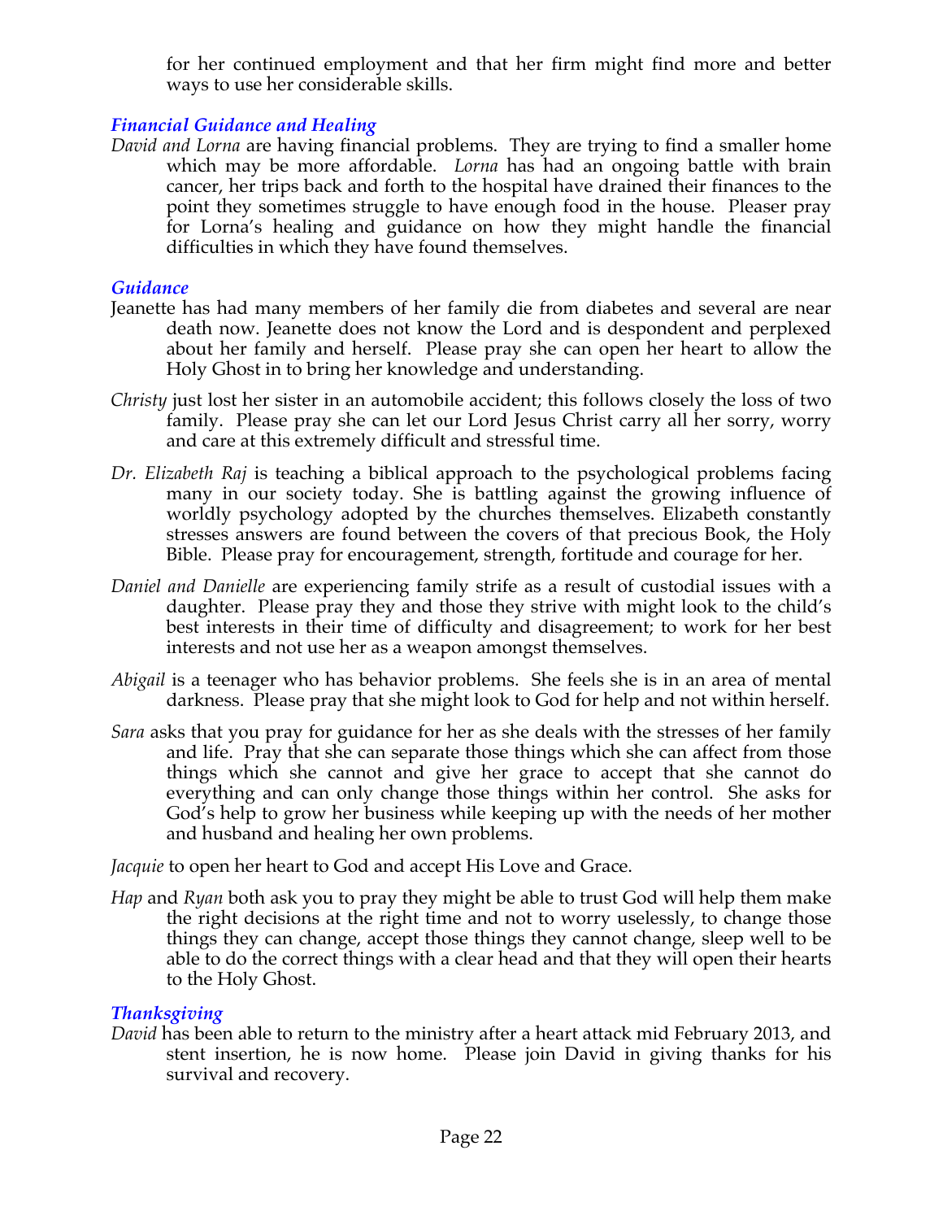for her continued employment and that her firm might find more and better ways to use her considerable skills.

### *Financial Guidance and Healing*

*David and Lorna* are having financial problems. They are trying to find a smaller home which may be more affordable. *Lorna* has had an ongoing battle with brain cancer, her trips back and forth to the hospital have drained their finances to the point they sometimes struggle to have enough food in the house. Pleaser pray for Lorna's healing and guidance on how they might handle the financial difficulties in which they have found themselves.

### *Guidance*

Jeanette has had many members of her family die from diabetes and several are near death now. Jeanette does not know the Lord and is despondent and perplexed about her family and herself. Please pray she can open her heart to allow the Holy Ghost in to bring her knowledge and understanding.

*Christy* just lost her sister in an automobile accident; this follows closely the loss of two family. Please pray she can let our Lord Jesus Christ carry all her sorry, worry and care at this extremely difficult and stressful time.

*Dr. Elizabeth Raj* is teaching a biblical approach to the psychological problems facing many in our society today. She is battling against the growing influence of worldly psychology adopted by the churches themselves. Elizabeth constantly stresses answers are found between the covers of that precious Book, the Holy Bible. Please pray for encouragement, strength, fortitude and courage for her.

*Daniel and Danielle* are experiencing family strife as a result of custodial issues with a daughter. Please pray they and those they strive with might look to the child's best interests in their time of difficulty and disagreement; to work for her best interests and not use her as a weapon amongst themselves.

*Abigail* is a teenager who has behavior problems. She feels she is in an area of mental darkness. Please pray that she might look to God for help and not within herself.

*Sara* asks that you pray for guidance for her as she deals with the stresses of her family and life. Pray that she can separate those things which she can affect from those things which she cannot and give her grace to accept that she cannot do everything and can only change those things within her control. She asks for God's help to grow her business while keeping up with the needs of her mother and husband and healing her own problems.

*Jacquie* to open her heart to God and accept His Love and Grace.

*Hap* and *Ryan* both ask you to pray they might be able to trust God will help them make the right decisions at the right time and not to worry uselessly, to change those things they can change, accept those things they cannot change, sleep well to be able to do the correct things with a clear head and that they will open their hearts to the Holy Ghost.

### *Thanksgiving*

*David* has been able to return to the ministry after a heart attack mid February 2013, and stent insertion, he is now home. Please join David in giving thanks for his survival and recovery.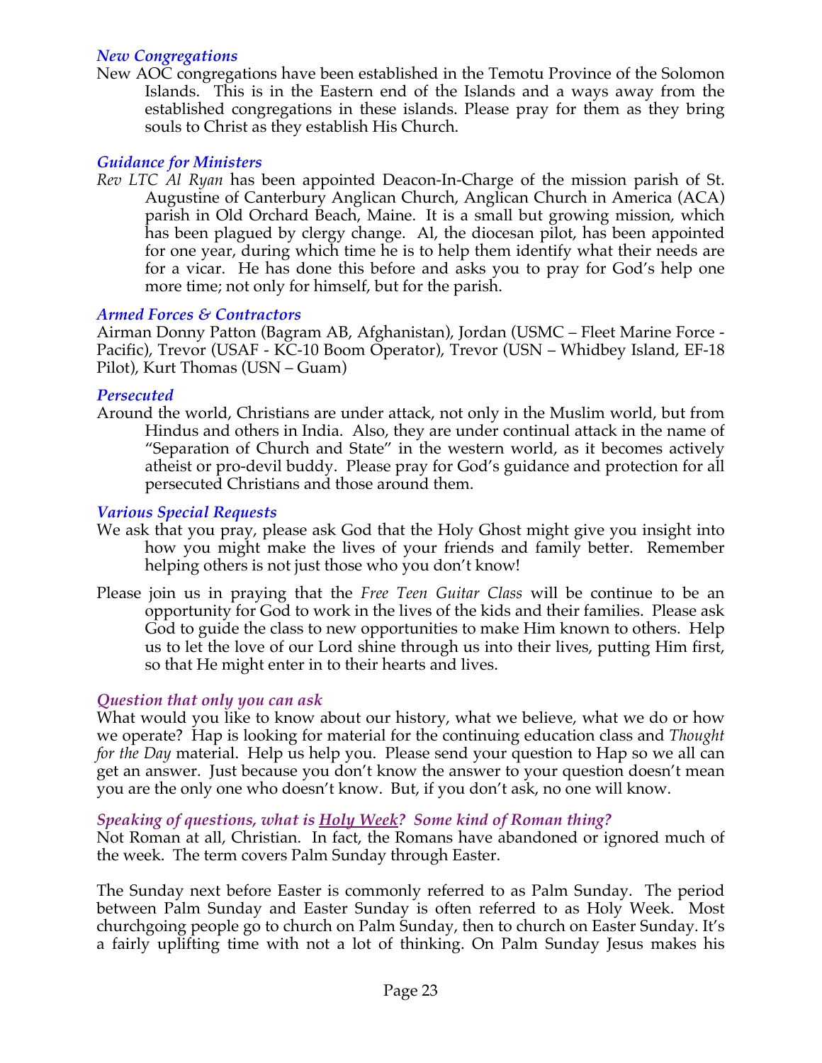### *New Congregations*

New AOC congregations have been established in the Temotu Province of the Solomon Islands. This is in the Eastern end of the Islands and a ways away from the established congregations in these islands. Please pray for them as they bring souls to Christ as they establish His Church.

### *Guidance for Ministers*

*Rev LTC Al Ryan* has been appointed Deacon-In-Charge of the mission parish of St. Augustine of Canterbury Anglican Church, Anglican Church in America (ACA) parish in Old Orchard Beach, Maine. It is a small but growing mission, which has been plagued by clergy change. Al, the diocesan pilot, has been appointed for one year, during which time he is to help them identify what their needs are for a vicar. He has done this before and asks you to pray for God's help one more time; not only for himself, but for the parish.

### *Armed Forces & Contractors*

Airman Donny Patton (Bagram AB, Afghanistan), Jordan (USMC – Fleet Marine Force - Pacific), Trevor (USAF - KC-10 Boom Operator), Trevor (USN – Whidbey Island, EF-18 Pilot), Kurt Thomas (USN – Guam)

### *Persecuted*

Around the world, Christians are under attack, not only in the Muslim world, but from Hindus and others in India. Also, they are under continual attack in the name of "Separation of Church and State" in the western world, as it becomes actively atheist or pro-devil buddy. Please pray for God's guidance and protection for all persecuted Christians and those around them.

### *Various Special Requests*

We ask that you pray, please ask God that the Holy Ghost might give you insight into how you might make the lives of your friends and family better. Remember helping others is not just those who you don't know!

Please join us in praying that the *Free Teen Guitar Class* will be continue to be an opportunity for God to work in the lives of the kids and their families. Please ask God to guide the class to new opportunities to make Him known to others. Help us to let the love of our Lord shine through us into their lives, putting Him first, so that He might enter in to their hearts and lives.

### *Question that only you can ask*

What would you like to know about our history, what we believe, what we do or how we operate? Hap is looking for material for the continuing education class and *Thought for the Day* material. Help us help you. Please send your question to Hap so we all can get an answer. Just because you don't know the answer to your question doesn't mean you are the only one who doesn't know. But, if you don't ask, no one will know.

### *Speaking of questions, what is <u>Holy Week</u>? Some kind of Roman thing?*

Not Roman at all, Christian. In fact, the Romans have abandoned or ignored much of the week. The term covers Palm Sunday through Easter.

The Sunday next before Easter is commonly referred to as Palm Sunday. The period between Palm Sunday and Easter Sunday is often referred to as Holy Week. Most churchgoing people go to church on Palm Sunday, then to church on Easter Sunday. It's a fairly uplifting time with not a lot of thinking. On Palm Sunday Jesus makes his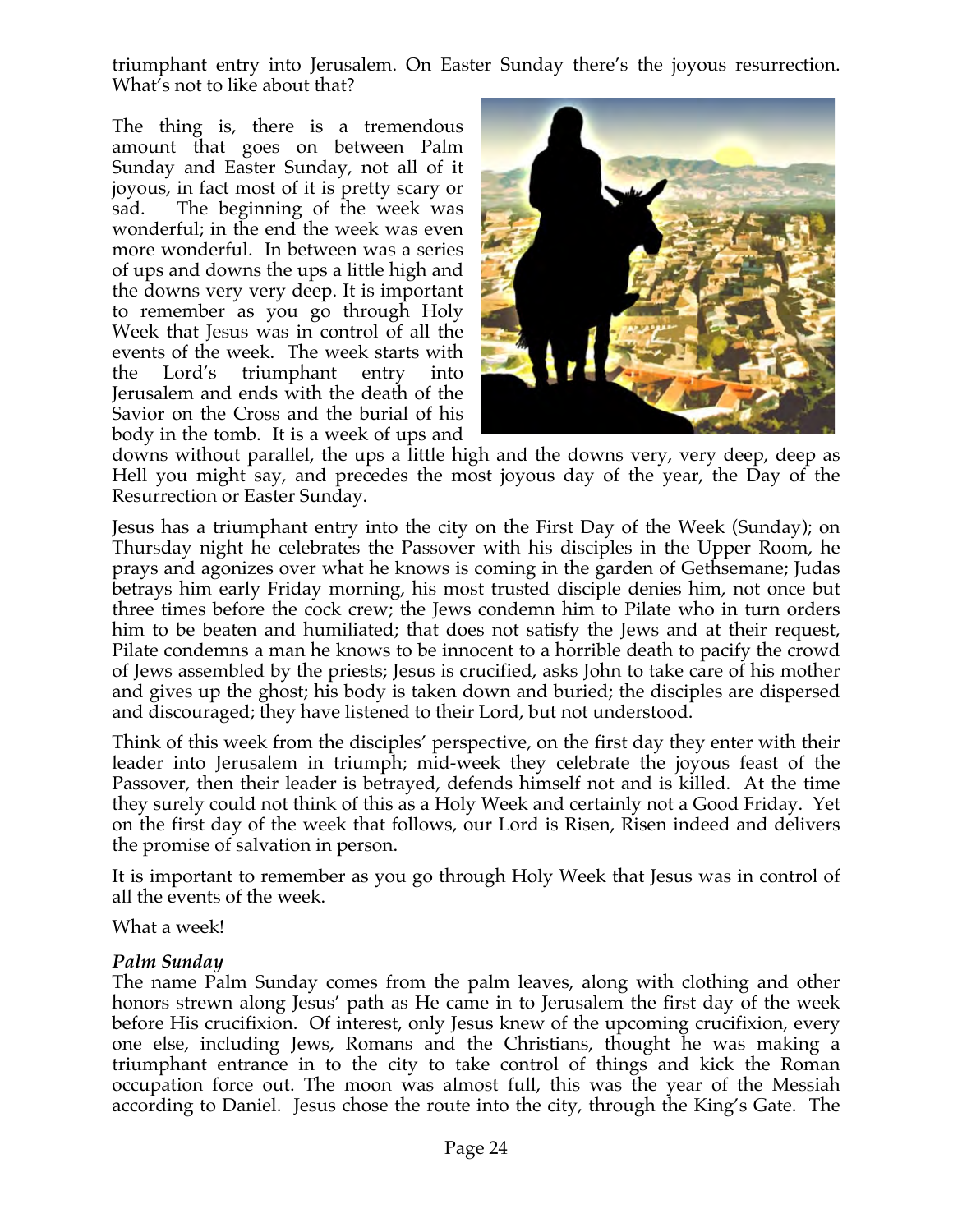triumphant entry into Jerusalem. On Easter Sunday there's the joyous resurrection. What's not to like about that?

The thing is, there is a tremendous amount that goes on between Palm Sunday and Easter Sunday, not all of it joyous, in fact most of it is pretty scary or sad. The beginning of the week was wonderful; in the end the week was even more wonderful. In between was a series of ups and downs the ups a little high and the downs very very deep. It is important to remember as you go through Holy Week that Jesus was in control of all the events of the week. The week starts with the Lord's triumphant entry into Jerusalem and ends with the death of the Savior on the Cross and the burial of his body in the tomb. It is a week of ups and downs without parallel, the ups a little high and the downs very, very deep, deep as Hell you might say, and precedes the most joyous day of the year, the Day of the Resurrection or Easter Sunday.

Jesus has a triumphant entry into the city on the First Day of the Week (Sunday); on Thursday night he celebrates the Passover with his disciples in the Upper Room, he prays and agonizes over what he knows is coming in the garden of Gethsemane; Judas betrays him early Friday morning, his most trusted disciple denies him, not once but three times before the cock crew; the Jews condemn him to Pilate who in turn orders him to be beaten and humiliated; that does not satisfy the Jews and at their request, Pilate condemns a man he knows to be innocent to a horrible death to pacify the crowd of Jews assembled by the priests; Jesus is crucified, asks John to take care of his mother and gives up the ghost; his body is taken down and buried; the disciples are dispersed and discouraged; they have listened to their Lord, but not understood.

Think of this week from the disciples' perspective, on the first day they enter with their leader into Jerusalem in triumph; mid-week they celebrate the joyous feast of the Passover, then their leader is betrayed, defends himself not and is killed. At the time they surely could not think of this as a Holy Week and certainly not a Good Friday. Yet on the first day of the week that follows, our Lord is Risen, Risen indeed and delivers the promise of salvation in person.

It is important to remember as you go through Holy Week that Jesus was in control of all the events of the week.

What a week!

***Palm Sunday***

The name Palm Sunday comes from the palm leaves, along with clothing and other honors strewn along Jesus' path as He came in to Jerusalem the first day of the week before His crucifixion. Of interest, only Jesus knew of the upcoming crucifixion, every one else, including Jews, Romans and the Christians, thought he was making a triumphant entrance in to the city to take control of things and kick the Roman occupation force out. The moon was almost full, this was the year of the Messiah according to Daniel. Jesus chose the route into the city, through the King's Gate. The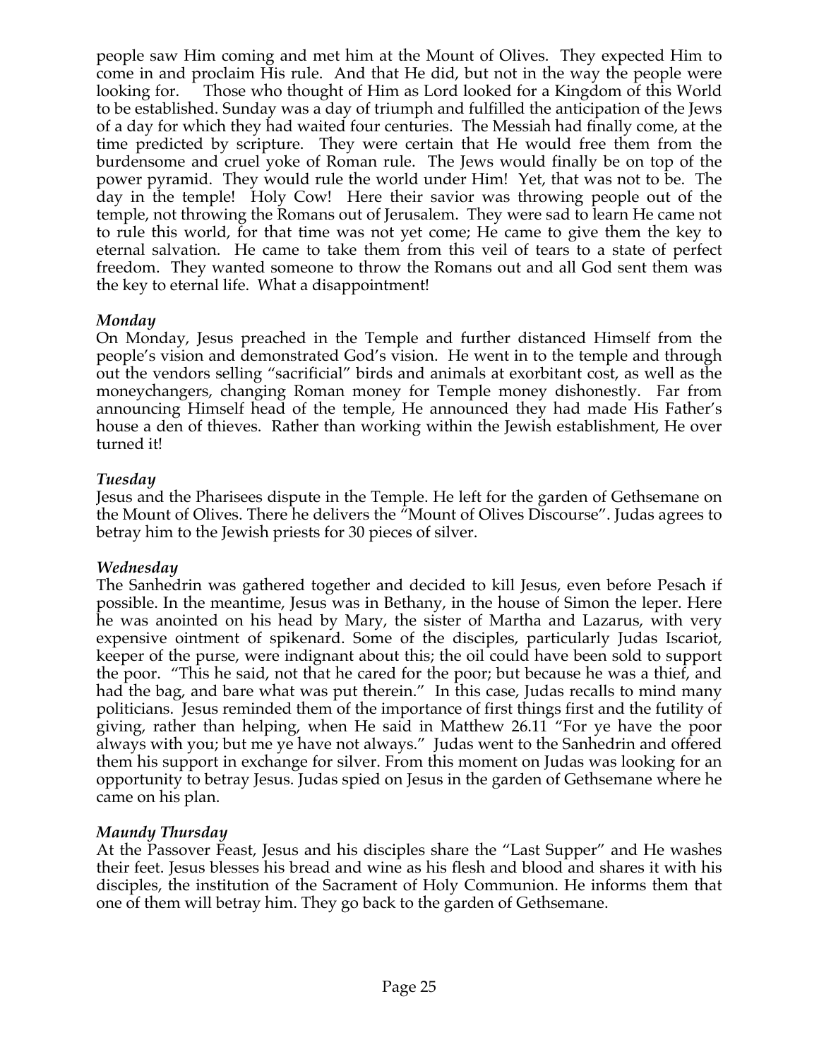people saw Him coming and met him at the Mount of Olives. They expected Him to come in and proclaim His rule. And that He did, but not in the way the people were looking for. Those who thought of Him as Lord looked for a Kingdom of this World to be established. Sunday was a day of triumph and fulfilled the anticipation of the Jews of a day for which they had waited four centuries. The Messiah had finally come, at the time predicted by scripture. They were certain that He would free them from the burdensome and cruel yoke of Roman rule. The Jews would finally be on top of the power pyramid. They would rule the world under Him! Yet, that was not to be. The day in the temple! Holy Cow! Here their savior was throwing people out of the temple, not throwing the Romans out of Jerusalem. They were sad to learn He came not to rule this world, for that time was not yet come; He came to give them the key to eternal salvation. He came to take them from this veil of tears to a state of perfect freedom. They wanted someone to throw the Romans out and all God sent them was the key to eternal life. What a disappointment!

***Monday***

On Monday, Jesus preached in the Temple and further distanced Himself from the people's vision and demonstrated God's vision. He went in to the temple and through out the vendors selling "sacrificial" birds and animals at exorbitant cost, as well as the moneychangers, changing Roman money for Temple money dishonestly. Far from announcing Himself head of the temple, He announced they had made His Father's house a den of thieves. Rather than working within the Jewish establishment, He over turned it!

***Tuesday***

Jesus and the Pharisees dispute in the Temple. He left for the garden of Gethsemane on the Mount of Olives. There he delivers the "Mount of Olives Discourse". Judas agrees to betray him to the Jewish priests for 30 pieces of silver.

***Wednesday***

The Sanhedrin was gathered together and decided to kill Jesus, even before Pesach if possible. In the meantime, Jesus was in Bethany, in the house of Simon the leper. Here he was anointed on his head by Mary, the sister of Martha and Lazarus, with very expensive ointment of spikenard. Some of the disciples, particularly Judas Iscariot, keeper of the purse, were indignant about this; the oil could have been sold to support the poor. "This he said, not that he cared for the poor; but because he was a thief, and had the bag, and bare what was put therein." In this case, Judas recalls to mind many politicians. Jesus reminded them of the importance of first things first and the futility of giving, rather than helping, when He said in Matthew 26.11 "For ye have the poor always with you; but me ye have not always." Judas went to the Sanhedrin and offered them his support in exchange for silver. From this moment on Judas was looking for an opportunity to betray Jesus. Judas spied on Jesus in the garden of Gethsemane where he came on his plan.

***Maundy Thursday***

At the Passover Feast, Jesus and his disciples share the "Last Supper" and He washes their feet. Jesus blesses his bread and wine as his flesh and blood and shares it with his disciples, the institution of the Sacrament of Holy Communion. He informs them that one of them will betray him. They go back to the garden of Gethsemane.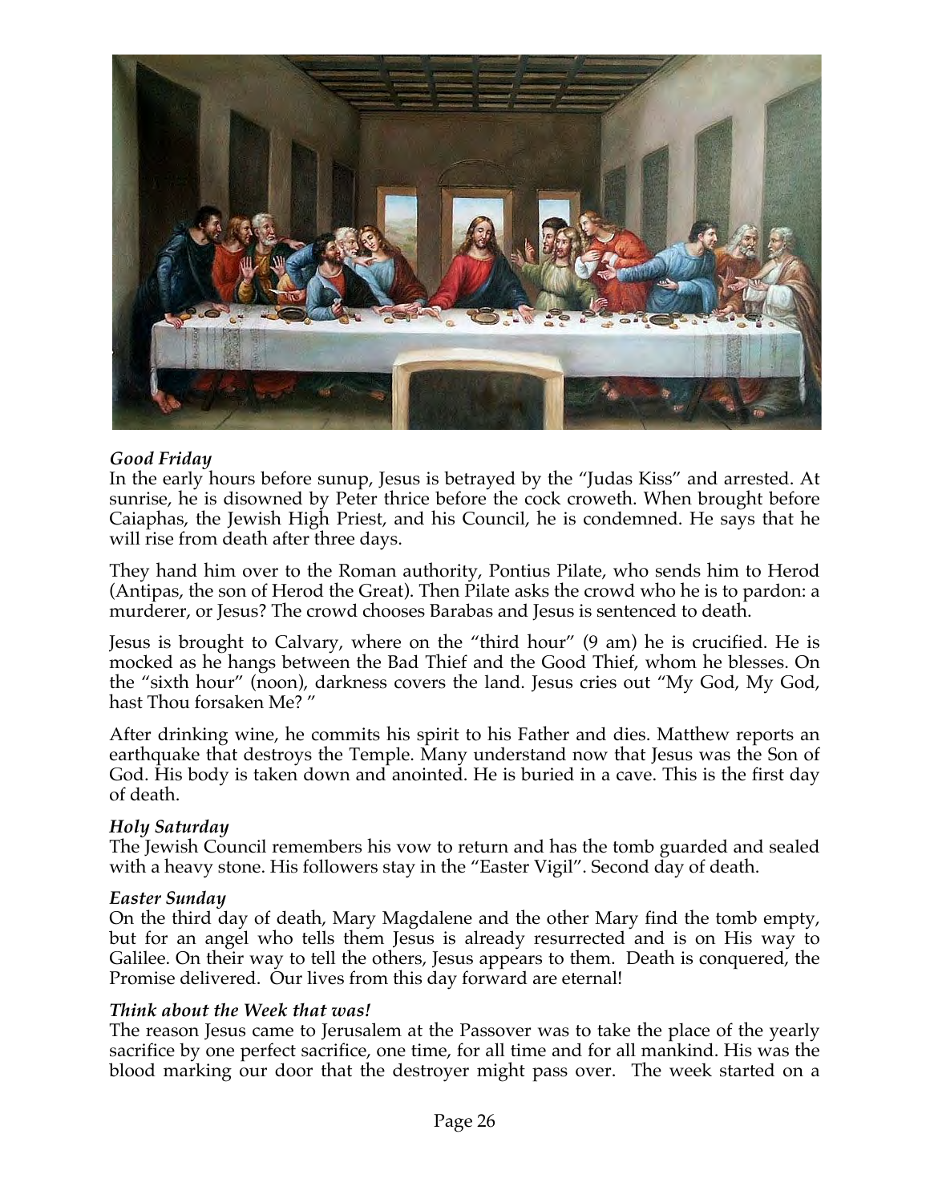*Good Friday*
In the early hours before sunup, Jesus is betrayed by the "Judas Kiss" and arrested. At sunrise, he is disowned by Peter thrice before the cock croweth. When brought before Caiaphas, the Jewish High Priest, and his Council, he is condemned. He says that he will rise from death after three days.

They hand him over to the Roman authority, Pontius Pilate, who sends him to Herod (Antipas, the son of Herod the Great). Then Pilate asks the crowd who he is to pardon: a murderer, or Jesus? The crowd chooses Barabas and Jesus is sentenced to death.

Jesus is brought to Calvary, where on the "third hour" (9 am) he is crucified. He is mocked as he hangs between the Bad Thief and the Good Thief, whom he blesses. On the "sixth hour" (noon), darkness covers the land. Jesus cries out "My God, My God, hast Thou forsaken Me? "

After drinking wine, he commits his spirit to his Father and dies. Matthew reports an earthquake that destroys the Temple. Many understand now that Jesus was the Son of God. His body is taken down and anointed. He is buried in a cave. This is the first day of death.

*Holy Saturday*
The Jewish Council remembers his vow to return and has the tomb guarded and sealed with a heavy stone. His followers stay in the "Easter Vigil". Second day of death.

*Easter Sunday*
On the third day of death, Mary Magdalene and the other Mary find the tomb empty, but for an angel who tells them Jesus is already resurrected and is on His way to Galilee. On their way to tell the others, Jesus appears to them. Death is conquered, the Promise delivered. Our lives from this day forward are eternal!

***Think about the Week that was!***
The reason Jesus came to Jerusalem at the Passover was to take the place of the yearly sacrifice by one perfect sacrifice, one time, for all time and for all mankind. His was the blood marking our door that the destroyer might pass over. The week started on a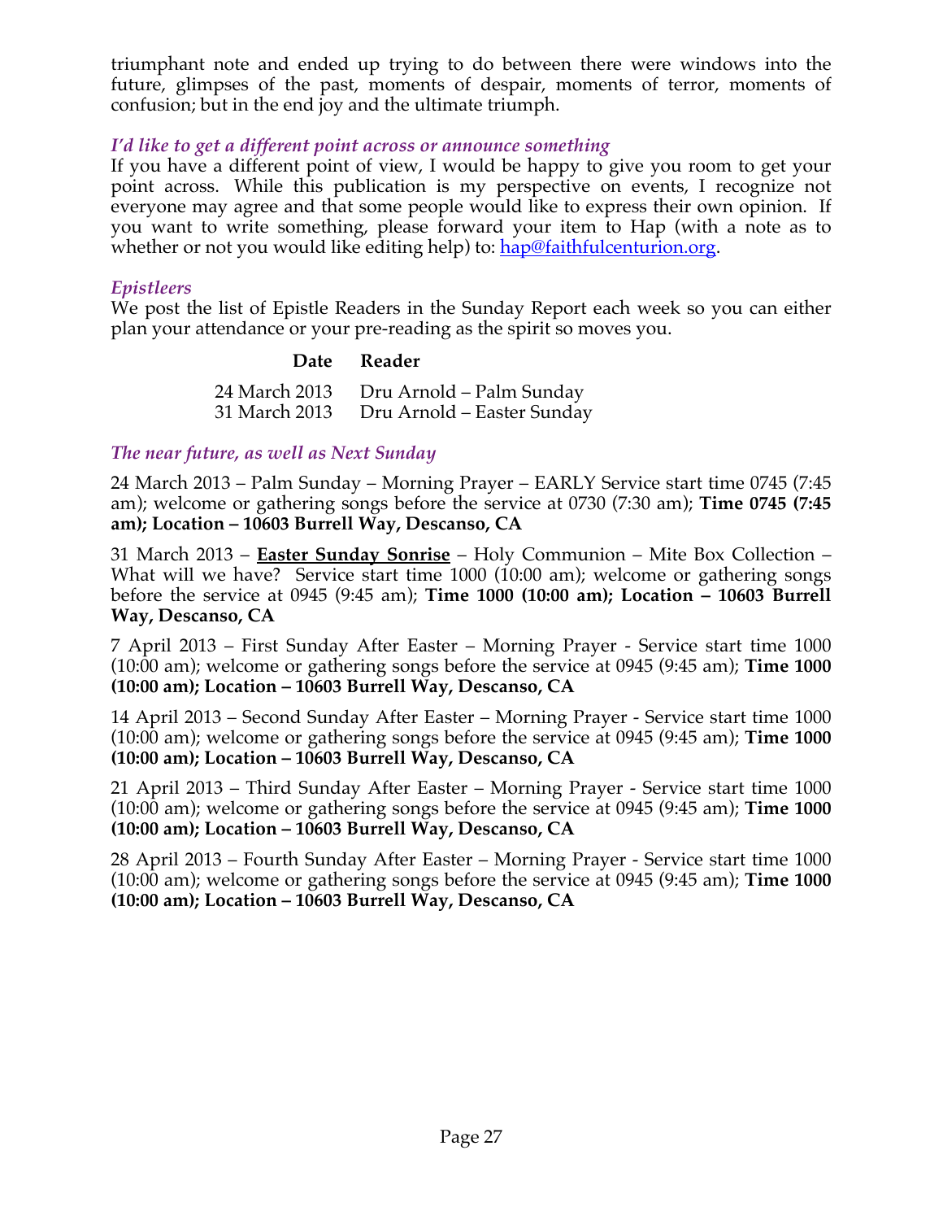triumphant note and ended up trying to do between there were windows into the future, glimpses of the past, moments of despair, moments of terror, moments of confusion; but in the end joy and the ultimate triumph.

### *I'd like to get a different point across or announce something*

If you have a different point of view, I would be happy to give you room to get your point across. While this publication is my perspective on events, I recognize not everyone may agree and that some people would like to express their own opinion. If you want to write something, please forward your item to Hap (with a note as to whether or not you would like editing help) to: hap@faithfulcenturion.org.

### *Epistleers*

We post the list of Epistle Readers in the Sunday Report each week so you can either plan your attendance or your pre-reading as the spirit so moves you.

| Date | Reader |
|---|---|
| 24 March 2013 | Dru Arnold – Palm Sunday |
| 31 March 2013 | Dru Arnold – Easter Sunday |

### *The near future, as well as Next Sunday*

24 March 2013 – Palm Sunday – Morning Prayer – EARLY Service start time 0745 (7:45 am); welcome or gathering songs before the service at 0730 (7:30 am); **Time 0745 (7:45 am); Location – 10603 Burrell Way, Descanso, CA**

31 March 2013 – **Easter Sunday Sonrise** – Holy Communion – Mite Box Collection – What will we have? Service start time 1000 (10:00 am); welcome or gathering songs before the service at 0945 (9:45 am); **Time 1000 (10:00 am); Location – 10603 Burrell Way, Descanso, CA**

7 April 2013 – First Sunday After Easter – Morning Prayer - Service start time 1000 (10:00 am); welcome or gathering songs before the service at 0945 (9:45 am); **Time 1000 (10:00 am); Location – 10603 Burrell Way, Descanso, CA**

14 April 2013 – Second Sunday After Easter – Morning Prayer - Service start time 1000 (10:00 am); welcome or gathering songs before the service at 0945 (9:45 am); **Time 1000 (10:00 am); Location – 10603 Burrell Way, Descanso, CA**

21 April 2013 – Third Sunday After Easter – Morning Prayer - Service start time 1000 (10:00 am); welcome or gathering songs before the service at 0945 (9:45 am); **Time 1000 (10:00 am); Location – 10603 Burrell Way, Descanso, CA**

28 April 2013 – Fourth Sunday After Easter – Morning Prayer - Service start time 1000 (10:00 am); welcome or gathering songs before the service at 0945 (9:45 am); **Time 1000 (10:00 am); Location – 10603 Burrell Way, Descanso, CA**